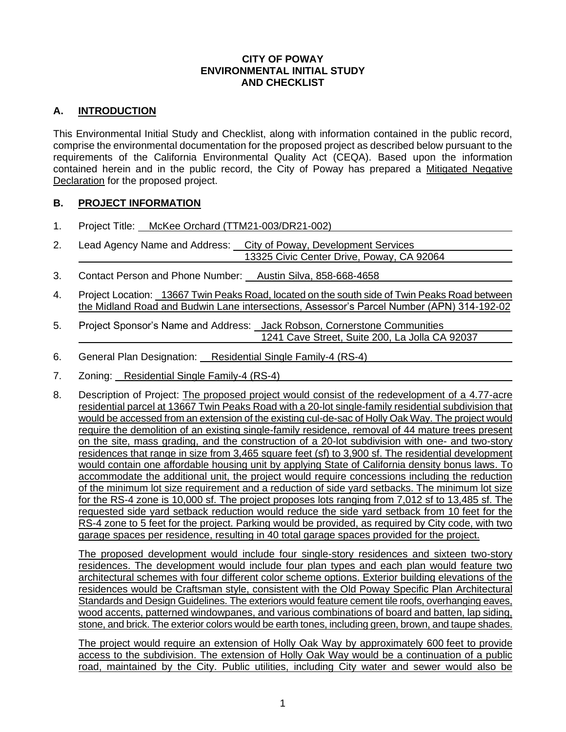# CITY OF POWAY ENVIRONMENTAL INITIAL STUDY AND CHECKLIST

## A. INTRODUCTION

This Environmental Initial Study and Checklist, along with information contained in the public record, comprise the environmental documentation for the proposed project as described below pursuant to the requirements of the California Environmental Quality Act (CEQA). Based upon the information contained herein and in the public record, the City of Poway has prepared a Mitigated Negative Declaration for the proposed project.

## B. PROJECT INFORMATION

1. Project Title: McKee Orchard (TTM21-003/DR21-002)

2. Lead Agency Name and Address: City of Poway, Development Services
   13325 Civic Center Drive, Poway, CA 92064

3. Contact Person and Phone Number: Austin Silva, 858-668-4658

4. Project Location: 13667 Twin Peaks Road, located on the south side of Twin Peaks Road between the Midland Road and Budwin Lane intersections, Assessor's Parcel Number (APN) 314-192-02

5. Project Sponsor's Name and Address: Jack Robson, Cornerstone Communities
   1241 Cave Street, Suite 200, La Jolla CA 92037

6. General Plan Designation: Residential Single Family-4 (RS-4)

7. Zoning: Residential Single Family-4 (RS-4)

8. Description of Project: The proposed project would consist of the redevelopment of a 4.77-acre residential parcel at 13667 Twin Peaks Road with a 20-lot single-family residential subdivision that would be accessed from an extension of the existing cul-de-sac of Holly Oak Way. The project would require the demolition of an existing single-family residence, removal of 44 mature trees present on the site, mass grading, and the construction of a 20-lot subdivision with one- and two-story residences that range in size from 3,465 square feet (sf) to 3,900 sf. The residential development would contain one affordable housing unit by applying State of California density bonus laws. To accommodate the additional unit, the project would require concessions including the reduction of the minimum lot size requirement and a reduction of side yard setbacks. The minimum lot size for the RS-4 zone is 10,000 sf. The project proposes lots ranging from 7,012 sf to 13,485 sf. The requested side yard setback reduction would reduce the side yard setback from 10 feet for the RS-4 zone to 5 feet for the project. Parking would be provided, as required by City code, with two garage spaces per residence, resulting in 40 total garage spaces provided for the project.

   The proposed development would include four single-story residences and sixteen two-story residences. The development would include four plan types and each plan would feature two architectural schemes with four different color scheme options. Exterior building elevations of the residences would be Craftsman style, consistent with the Old Poway Specific Plan Architectural Standards and Design Guidelines. The exteriors would feature cement tile roofs, overhanging eaves, wood accents, patterned windowpanes, and various combinations of board and batten, lap siding, stone, and brick. The exterior colors would be earth tones, including green, brown, and taupe shades.

   The project would require an extension of Holly Oak Way by approximately 600 feet to provide access to the subdivision. The extension of Holly Oak Way would be a continuation of a public road, maintained by the City. Public utilities, including City water and sewer would also be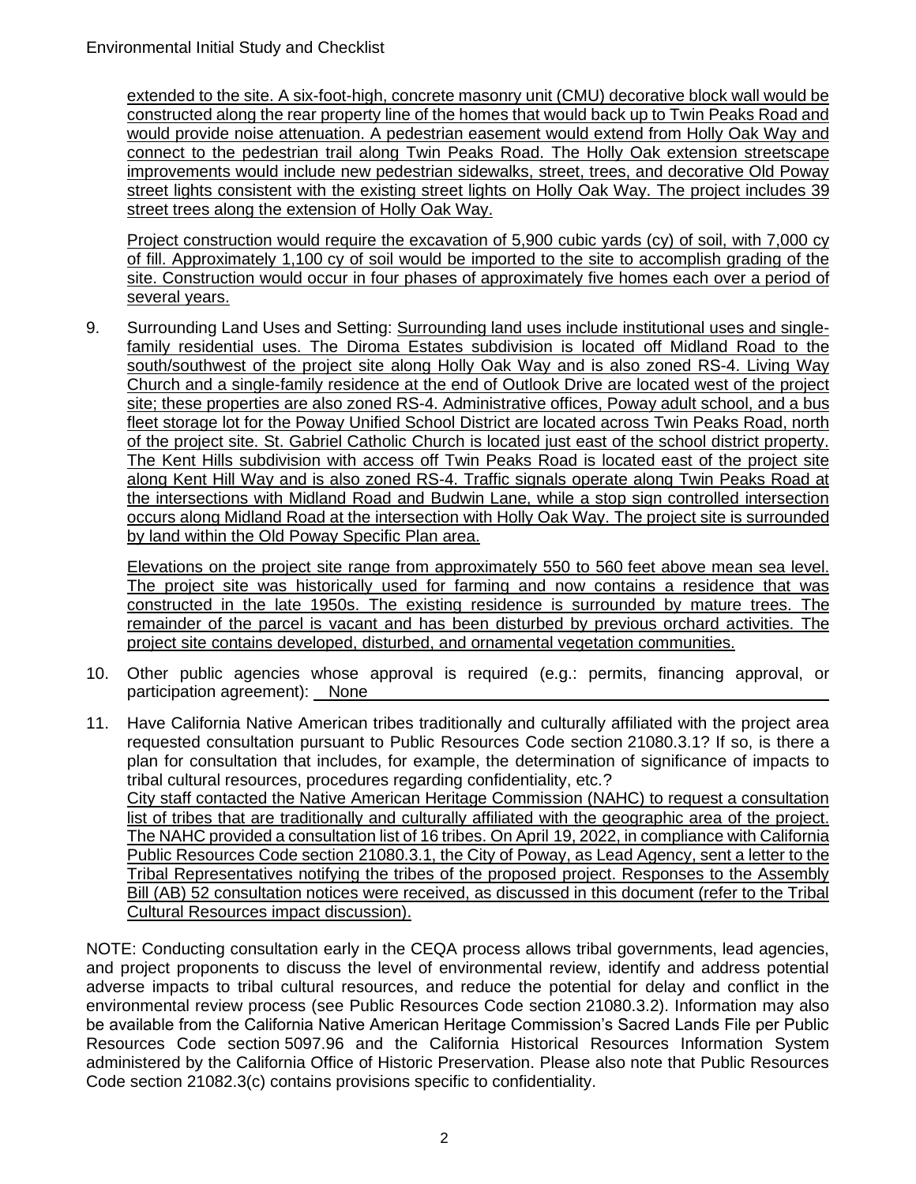extended to the site. A six-foot-high, concrete masonry unit (CMU) decorative block wall would be constructed along the rear property line of the homes that would back up to Twin Peaks Road and would provide noise attenuation. A pedestrian easement would extend from Holly Oak Way and connect to the pedestrian trail along Twin Peaks Road. The Holly Oak extension streetscape improvements would include new pedestrian sidewalks, street, trees, and decorative Old Poway street lights consistent with the existing street lights on Holly Oak Way. The project includes 39 street trees along the extension of Holly Oak Way.

Project construction would require the excavation of 5,900 cubic yards (cy) of soil, with 7,000 cy of fill. Approximately 1,100 cy of soil would be imported to the site to accomplish grading of the site. Construction would occur in four phases of approximately five homes each over a period of several years.

9. Surrounding Land Uses and Setting: Surrounding land uses include institutional uses and single-family residential uses. The Diroma Estates subdivision is located off Midland Road to the south/southwest of the project site along Holly Oak Way and is also zoned RS-4. Living Way Church and a single-family residence at the end of Outlook Drive are located west of the project site; these properties are also zoned RS-4. Administrative offices, Poway adult school, and a bus fleet storage lot for the Poway Unified School District are located across Twin Peaks Road, north of the project site. St. Gabriel Catholic Church is located just east of the school district property. The Kent Hills subdivision with access off Twin Peaks Road is located east of the project site along Kent Hill Way and is also zoned RS-4. Traffic signals operate along Twin Peaks Road at the intersections with Midland Road and Budwin Lane, while a stop sign controlled intersection occurs along Midland Road at the intersection with Holly Oak Way. The project site is surrounded by land within the Old Poway Specific Plan area.

   Elevations on the project site range from approximately 550 to 560 feet above mean sea level. The project site was historically used for farming and now contains a residence that was constructed in the late 1950s. The existing residence is surrounded by mature trees. The remainder of the parcel is vacant and has been disturbed by previous orchard activities. The project site contains developed, disturbed, and ornamental vegetation communities.

10. Other public agencies whose approval is required (e.g.: permits, financing approval, or participation agreement): None

11. Have California Native American tribes traditionally and culturally affiliated with the project area requested consultation pursuant to Public Resources Code section 21080.3.1? If so, is there a plan for consultation that includes, for example, the determination of significance of impacts to tribal cultural resources, procedures regarding confidentiality, etc.?
    City staff contacted the Native American Heritage Commission (NAHC) to request a consultation list of tribes that are traditionally and culturally affiliated with the geographic area of the project. The NAHC provided a consultation list of 16 tribes. On April 19, 2022, in compliance with California Public Resources Code section 21080.3.1, the City of Poway, as Lead Agency, sent a letter to the Tribal Representatives notifying the tribes of the proposed project. Responses to the Assembly Bill (AB) 52 consultation notices were received, as discussed in this document (refer to the Tribal Cultural Resources impact discussion).

NOTE: Conducting consultation early in the CEQA process allows tribal governments, lead agencies, and project proponents to discuss the level of environmental review, identify and address potential adverse impacts to tribal cultural resources, and reduce the potential for delay and conflict in the environmental review process (see Public Resources Code section 21080.3.2). Information may also be available from the California Native American Heritage Commission's Sacred Lands File per Public Resources Code section 5097.96 and the California Historical Resources Information System administered by the California Office of Historic Preservation. Please also note that Public Resources Code section 21082.3(c) contains provisions specific to confidentiality.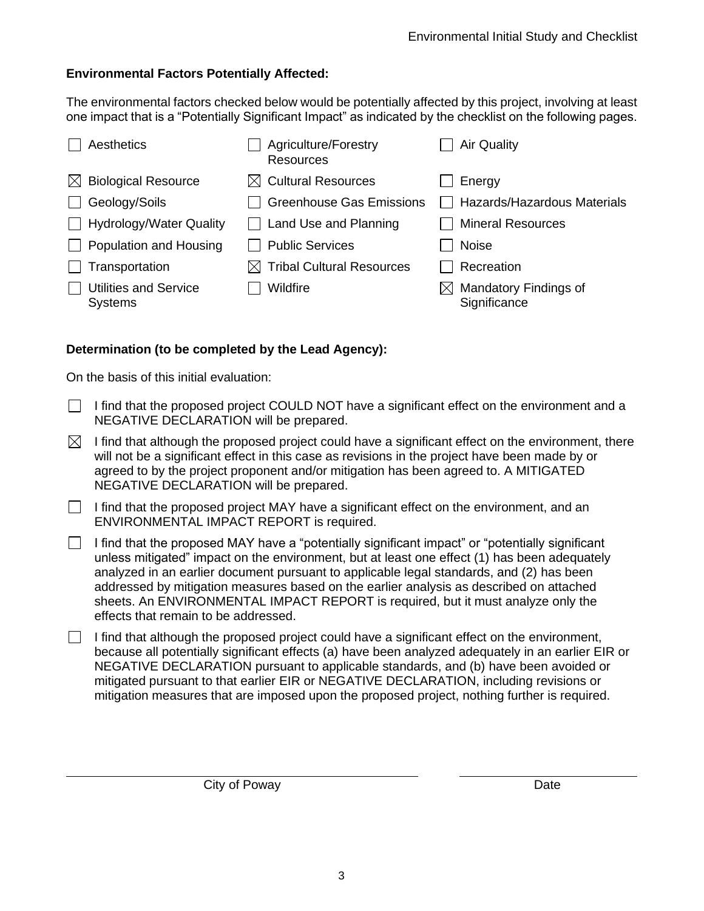**Environmental Factors Potentially Affected:**

The environmental factors checked below would be potentially affected by this project, involving at least one impact that is a "Potentially Significant Impact" as indicated by the checklist on the following pages.

| | | |
|---|---|---|
| ☐ Aesthetics | ☐ Agriculture/Forestry Resources | ☐ Air Quality |
| ☒ Biological Resource | ☒ Cultural Resources | ☐ Energy |
| ☐ Geology/Soils | ☐ Greenhouse Gas Emissions | ☐ Hazards/Hazardous Materials |
| ☐ Hydrology/Water Quality | ☐ Land Use and Planning | ☐ Mineral Resources |
| ☐ Population and Housing | ☐ Public Services | ☐ Noise |
| ☐ Transportation | ☒ Tribal Cultural Resources | ☐ Recreation |
| ☐ Utilities and Service Systems | ☐ Wildfire | ☒ Mandatory Findings of Significance |

**Determination (to be completed by the Lead Agency):**

On the basis of this initial evaluation:

☐ I find that the proposed project COULD NOT have a significant effect on the environment and a NEGATIVE DECLARATION will be prepared.

☒ I find that although the proposed project could have a significant effect on the environment, there will not be a significant effect in this case as revisions in the project have been made by or agreed to by the project proponent and/or mitigation has been agreed to. A MITIGATED NEGATIVE DECLARATION will be prepared.

☐ I find that the proposed project MAY have a significant effect on the environment, and an ENVIRONMENTAL IMPACT REPORT is required.

☐ I find that the proposed MAY have a "potentially significant impact" or "potentially significant unless mitigated" impact on the environment, but at least one effect (1) has been adequately analyzed in an earlier document pursuant to applicable legal standards, and (2) has been addressed by mitigation measures based on the earlier analysis as described on attached sheets. An ENVIRONMENTAL IMPACT REPORT is required, but it must analyze only the effects that remain to be addressed.

☐ I find that although the proposed project could have a significant effect on the environment, because all potentially significant effects (a) have been analyzed adequately in an earlier EIR or NEGATIVE DECLARATION pursuant to applicable standards, and (b) have been avoided or mitigated pursuant to that earlier EIR or NEGATIVE DECLARATION, including revisions or mitigation measures that are imposed upon the proposed project, nothing further is required.

_______________________________________ City of Poway

_______________________ Date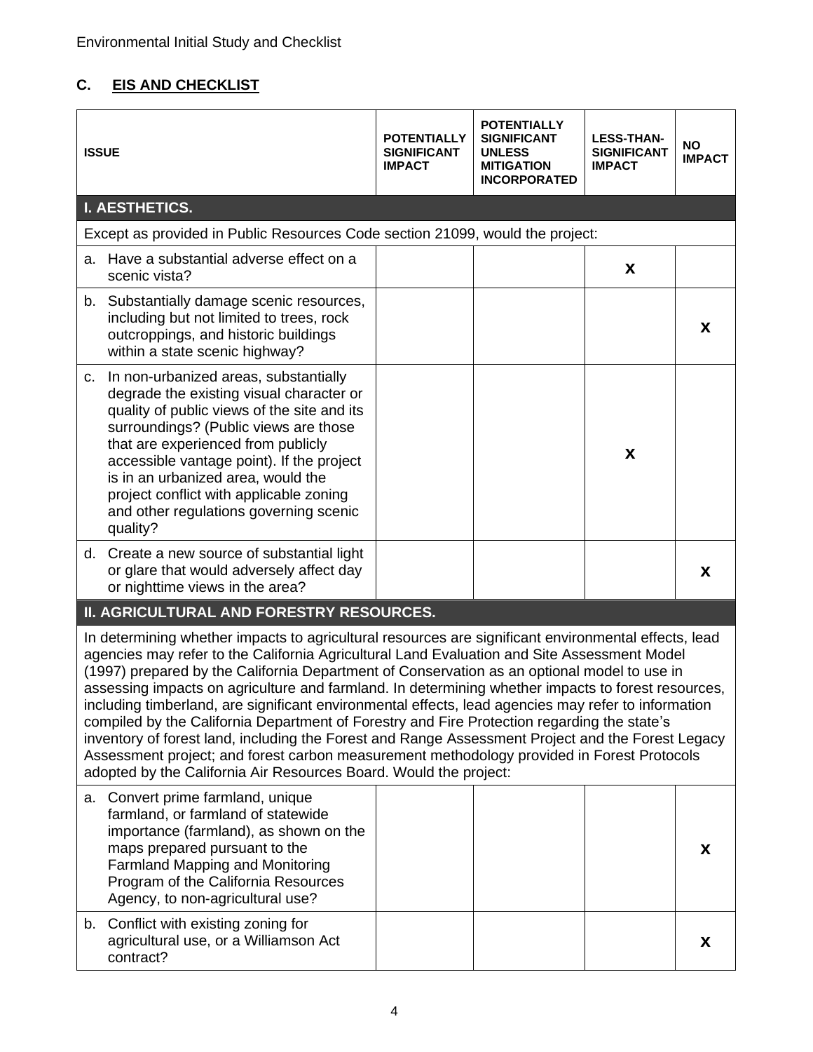## C. EIS AND CHECKLIST

| ISSUE | POTENTIALLY SIGNIFICANT IMPACT | POTENTIALLY SIGNIFICANT UNLESS MITIGATION INCORPORATED | LESS-THAN-SIGNIFICANT IMPACT | NO IMPACT |
|---|---|---|---|---|
| **I. AESTHETICS.** | | | | |
| Except as provided in Public Resources Code section 21099, would the project: | | | | |
| a. Have a substantial adverse effect on a scenic vista? | | | X | |
| b. Substantially damage scenic resources, including but not limited to trees, rock outcroppings, and historic buildings within a state scenic highway? | | | | X |
| c. In non-urbanized areas, substantially degrade the existing visual character or quality of public views of the site and its surroundings? (Public views are those that are experienced from publicly accessible vantage point). If the project is in an urbanized area, would the project conflict with applicable zoning and other regulations governing scenic quality? | | | X | |
| d. Create a new source of substantial light or glare that would adversely affect day or nighttime views in the area? | | | | X |
| **II. AGRICULTURAL AND FORESTRY RESOURCES.** | | | | |
| In determining whether impacts to agricultural resources are significant environmental effects, lead agencies may refer to the California Agricultural Land Evaluation and Site Assessment Model (1997) prepared by the California Department of Conservation as an optional model to use in assessing impacts on agriculture and farmland. In determining whether impacts to forest resources, including timberland, are significant environmental effects, lead agencies may refer to information compiled by the California Department of Forestry and Fire Protection regarding the state's inventory of forest land, including the Forest and Range Assessment Project and the Forest Legacy Assessment project; and forest carbon measurement methodology provided in Forest Protocols adopted by the California Air Resources Board. Would the project: | | | | |
| a. Convert prime farmland, unique farmland, or farmland of statewide importance (farmland), as shown on the maps prepared pursuant to the Farmland Mapping and Monitoring Program of the California Resources Agency, to non-agricultural use? | | | | X |
| b. Conflict with existing zoning for agricultural use, or a Williamson Act contract? | | | | X |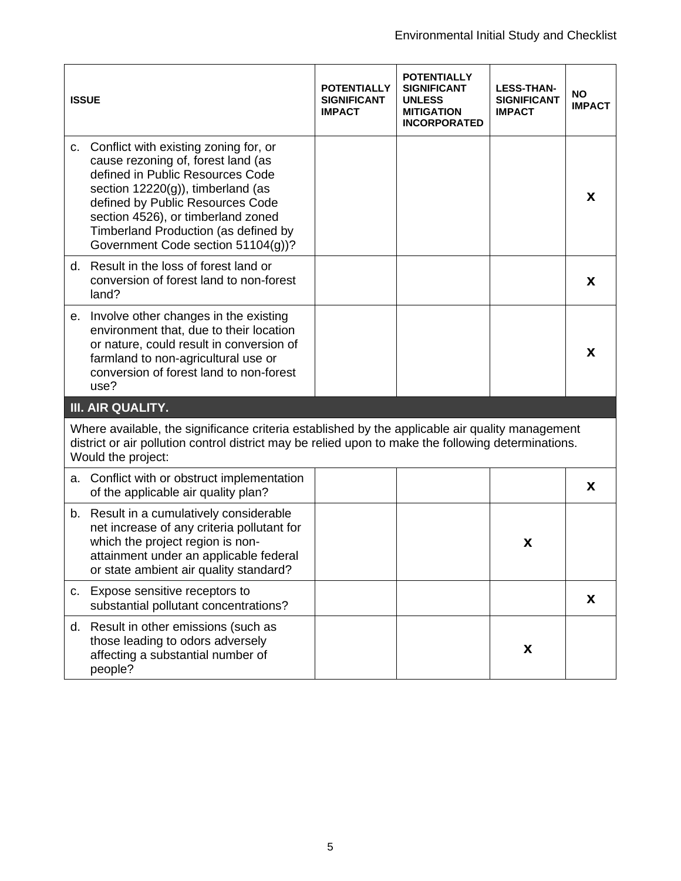| ISSUE | POTENTIALLY SIGNIFICANT IMPACT | POTENTIALLY SIGNIFICANT UNLESS MITIGATION INCORPORATED | LESS-THAN-SIGNIFICANT IMPACT | NO IMPACT |
|---|---|---|---|---|
| c. Conflict with existing zoning for, or cause rezoning of, forest land (as defined in Public Resources Code section 12220(g)), timberland (as defined by Public Resources Code section 4526), or timberland zoned Timberland Production (as defined by Government Code section 51104(g))? | | | | X |
| d. Result in the loss of forest land or conversion of forest land to non-forest land? | | | | X |
| e. Involve other changes in the existing environment that, due to their location or nature, could result in conversion of farmland to non-agricultural use or conversion of forest land to non-forest use? | | | | X |
| **III. AIR QUALITY.** | | | | |
| Where available, the significance criteria established by the applicable air quality management district or air pollution control district may be relied upon to make the following determinations. Would the project: | | | | |
| a. Conflict with or obstruct implementation of the applicable air quality plan? | | | | X |
| b. Result in a cumulatively considerable net increase of any criteria pollutant for which the project region is non-attainment under an applicable federal or state ambient air quality standard? | | | X | |
| c. Expose sensitive receptors to substantial pollutant concentrations? | | | | X |
| d. Result in other emissions (such as those leading to odors adversely affecting a substantial number of people? | | | X | |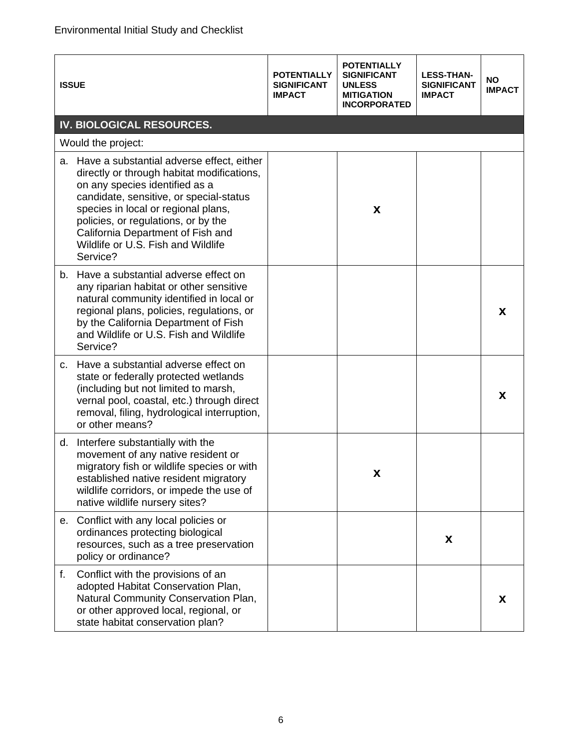| ISSUE | POTENTIALLY SIGNIFICANT IMPACT | POTENTIALLY SIGNIFICANT UNLESS MITIGATION INCORPORATED | LESS-THAN-SIGNIFICANT IMPACT | NO IMPACT |
|---|---|---|---|---|
| **IV. BIOLOGICAL RESOURCES.** | | | | |
| Would the project: | | | | |
| a. Have a substantial adverse effect, either directly or through habitat modifications, on any species identified as a candidate, sensitive, or special-status species in local or regional plans, policies, or regulations, or by the California Department of Fish and Wildlife or U.S. Fish and Wildlife Service? | | X | | |
| b. Have a substantial adverse effect on any riparian habitat or other sensitive natural community identified in local or regional plans, policies, regulations, or by the California Department of Fish and Wildlife or U.S. Fish and Wildlife Service? | | | | X |
| c. Have a substantial adverse effect on state or federally protected wetlands (including but not limited to marsh, vernal pool, coastal, etc.) through direct removal, filing, hydrological interruption, or other means? | | | | X |
| d. Interfere substantially with the movement of any native resident or migratory fish or wildlife species or with established native resident migratory wildlife corridors, or impede the use of native wildlife nursery sites? | | X | | |
| e. Conflict with any local policies or ordinances protecting biological resources, such as a tree preservation policy or ordinance? | | | X | |
| f. Conflict with the provisions of an adopted Habitat Conservation Plan, Natural Community Conservation Plan, or other approved local, regional, or state habitat conservation plan? | | | | X |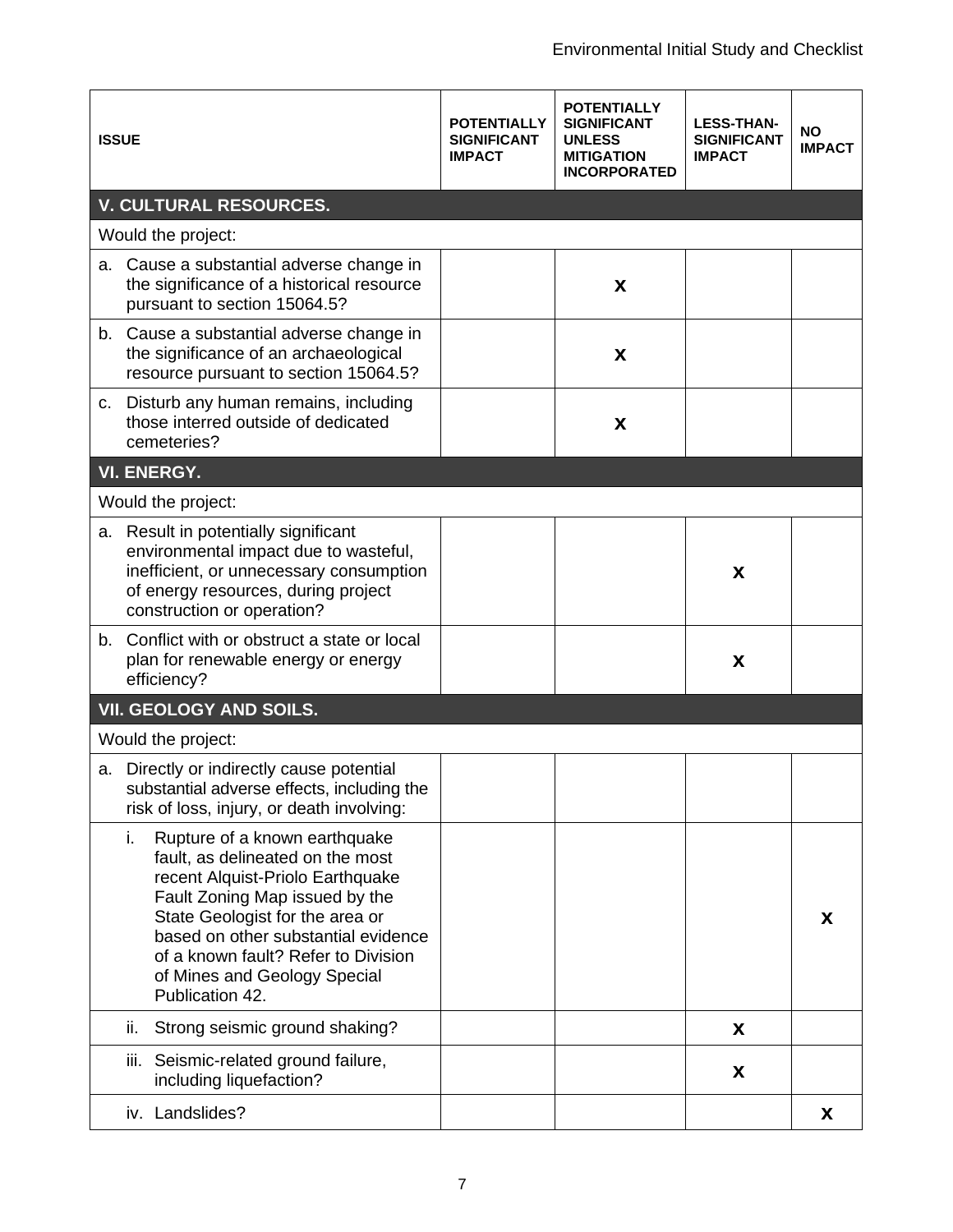| ISSUE | POTENTIALLY SIGNIFICANT IMPACT | POTENTIALLY SIGNIFICANT UNLESS MITIGATION INCORPORATED | LESS-THAN-SIGNIFICANT IMPACT | NO IMPACT |
|---|---|---|---|---|
| **V. CULTURAL RESOURCES.** | | | | |
| Would the project: | | | | |
| a. Cause a substantial adverse change in the significance of a historical resource pursuant to section 15064.5? | | **X** | | |
| b. Cause a substantial adverse change in the significance of an archaeological resource pursuant to section 15064.5? | | **X** | | |
| c. Disturb any human remains, including those interred outside of dedicated cemeteries? | | **X** | | |
| **VI. ENERGY.** | | | | |
| Would the project: | | | | |
| a. Result in potentially significant environmental impact due to wasteful, inefficient, or unnecessary consumption of energy resources, during project construction or operation? | | | **X** | |
| b. Conflict with or obstruct a state or local plan for renewable energy or energy efficiency? | | | **X** | |
| **VII. GEOLOGY AND SOILS.** | | | | |
| Would the project: | | | | |
| a. Directly or indirectly cause potential substantial adverse effects, including the risk of loss, injury, or death involving: | | | | |
| i. Rupture of a known earthquake fault, as delineated on the most recent Alquist-Priolo Earthquake Fault Zoning Map issued by the State Geologist for the area or based on other substantial evidence of a known fault? Refer to Division of Mines and Geology Special Publication 42. | | | | **X** |
| ii. Strong seismic ground shaking? | | | **X** | |
| iii. Seismic-related ground failure, including liquefaction? | | | **X** | |
| iv. Landslides? | | | | **X** |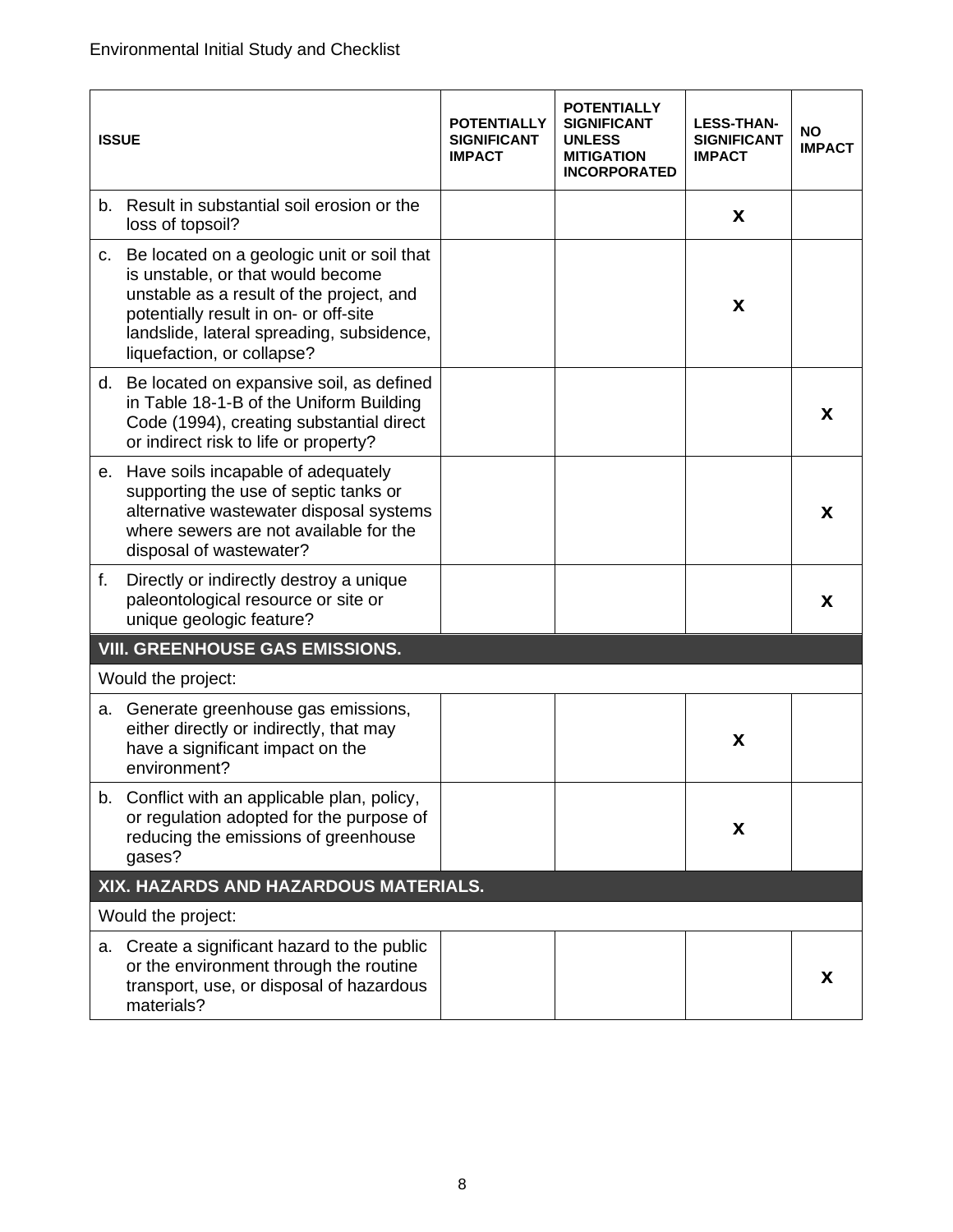| ISSUE | POTENTIALLY SIGNIFICANT IMPACT | POTENTIALLY SIGNIFICANT UNLESS MITIGATION INCORPORATED | LESS-THAN-SIGNIFICANT IMPACT | NO IMPACT |
|---|---|---|---|---|
| b. Result in substantial soil erosion or the loss of topsoil? | | | X | |
| c. Be located on a geologic unit or soil that is unstable, or that would become unstable as a result of the project, and potentially result in on- or off-site landslide, lateral spreading, subsidence, liquefaction, or collapse? | | | X | |
| d. Be located on expansive soil, as defined in Table 18-1-B of the Uniform Building Code (1994), creating substantial direct or indirect risk to life or property? | | | | X |
| e. Have soils incapable of adequately supporting the use of septic tanks or alternative wastewater disposal systems where sewers are not available for the disposal of wastewater? | | | | X |
| f. Directly or indirectly destroy a unique paleontological resource or site or unique geologic feature? | | | | X |
| **VIII. GREENHOUSE GAS EMISSIONS.** | | | | |
| Would the project: | | | | |
| a. Generate greenhouse gas emissions, either directly or indirectly, that may have a significant impact on the environment? | | | X | |
| b. Conflict with an applicable plan, policy, or regulation adopted for the purpose of reducing the emissions of greenhouse gases? | | | X | |
| **XIX. HAZARDS AND HAZARDOUS MATERIALS.** | | | | |
| Would the project: | | | | |
| a. Create a significant hazard to the public or the environment through the routine transport, use, or disposal of hazardous materials? | | | | X |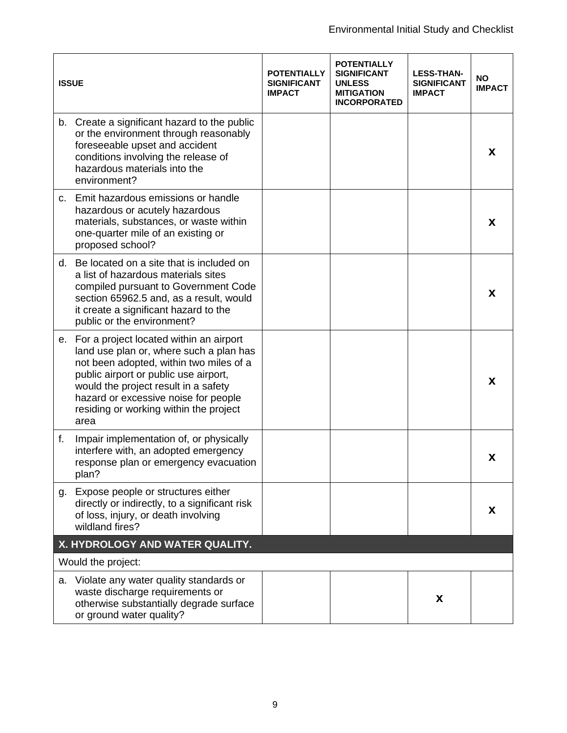| ISSUE | POTENTIALLY SIGNIFICANT IMPACT | POTENTIALLY SIGNIFICANT UNLESS MITIGATION INCORPORATED | LESS-THAN-SIGNIFICANT IMPACT | NO IMPACT |
|---|---|---|---|---|
| b. Create a significant hazard to the public or the environment through reasonably foreseeable upset and accident conditions involving the release of hazardous materials into the environment? | | | | **X** |
| c. Emit hazardous emissions or handle hazardous or acutely hazardous materials, substances, or waste within one-quarter mile of an existing or proposed school? | | | | **X** |
| d. Be located on a site that is included on a list of hazardous materials sites compiled pursuant to Government Code section 65962.5 and, as a result, would it create a significant hazard to the public or the environment? | | | | **X** |
| e. For a project located within an airport land use plan or, where such a plan has not been adopted, within two miles of a public airport or public use airport, would the project result in a safety hazard or excessive noise for people residing or working within the project area | | | | **X** |
| f. Impair implementation of, or physically interfere with, an adopted emergency response plan or emergency evacuation plan? | | | | **X** |
| g. Expose people or structures either directly or indirectly, to a significant risk of loss, injury, or death involving wildland fires? | | | | **X** |
| **X. HYDROLOGY AND WATER QUALITY.** | | | | |
| Would the project: | | | | |
| a. Violate any water quality standards or waste discharge requirements or otherwise substantially degrade surface or ground water quality? | | | **X** | |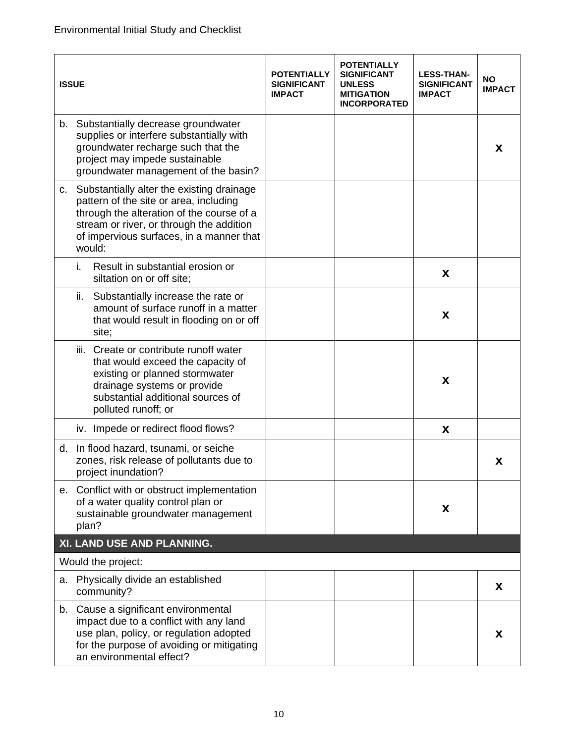| ISSUE | POTENTIALLY SIGNIFICANT IMPACT | POTENTIALLY SIGNIFICANT UNLESS MITIGATION INCORPORATED | LESS-THAN-SIGNIFICANT IMPACT | NO IMPACT |
|---|---|---|---|---|
| b. Substantially decrease groundwater supplies or interfere substantially with groundwater recharge such that the project may impede sustainable groundwater management of the basin? | | | | **X** |
| c. Substantially alter the existing drainage pattern of the site or area, including through the alteration of the course of a stream or river, or through the addition of impervious surfaces, in a manner that would: | | | | |
| i. Result in substantial erosion or siltation on or off site; | | | **X** | |
| ii. Substantially increase the rate or amount of surface runoff in a matter that would result in flooding on or off site; | | | **X** | |
| iii. Create or contribute runoff water that would exceed the capacity of existing or planned stormwater drainage systems or provide substantial additional sources of polluted runoff; or | | | **X** | |
| iv. Impede or redirect flood flows? | | | **X** | |
| d. In flood hazard, tsunami, or seiche zones, risk release of pollutants due to project inundation? | | | | **X** |
| e. Conflict with or obstruct implementation of a water quality control plan or sustainable groundwater management plan? | | | **X** | |
| **XI. LAND USE AND PLANNING.** | | | | |
| Would the project: | | | | |
| a. Physically divide an established community? | | | | **X** |
| b. Cause a significant environmental impact due to a conflict with any land use plan, policy, or regulation adopted for the purpose of avoiding or mitigating an environmental effect? | | | | **X** |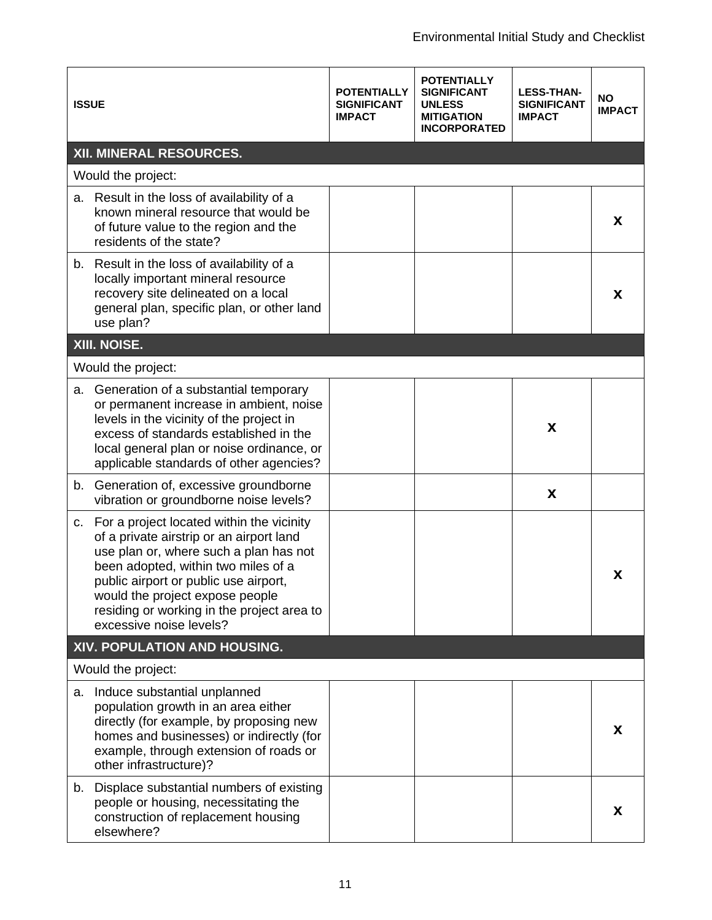| ISSUE | POTENTIALLY SIGNIFICANT IMPACT | POTENTIALLY SIGNIFICANT UNLESS MITIGATION INCORPORATED | LESS-THAN-SIGNIFICANT IMPACT | NO IMPACT |
|---|---|---|---|---|
| **XII. MINERAL RESOURCES.** | | | | |
| Would the project: | | | | |
| a. Result in the loss of availability of a known mineral resource that would be of future value to the region and the residents of the state? | | | | X |
| b. Result in the loss of availability of a locally important mineral resource recovery site delineated on a local general plan, specific plan, or other land use plan? | | | | X |
| **XIII. NOISE.** | | | | |
| Would the project: | | | | |
| a. Generation of a substantial temporary or permanent increase in ambient, noise levels in the vicinity of the project in excess of standards established in the local general plan or noise ordinance, or applicable standards of other agencies? | | | X | |
| b. Generation of, excessive groundborne vibration or groundborne noise levels? | | | X | |
| c. For a project located within the vicinity of a private airstrip or an airport land use plan or, where such a plan has not been adopted, within two miles of a public airport or public use airport, would the project expose people residing or working in the project area to excessive noise levels? | | | | X |
| **XIV. POPULATION AND HOUSING.** | | | | |
| Would the project: | | | | |
| a. Induce substantial unplanned population growth in an area either directly (for example, by proposing new homes and businesses) or indirectly (for example, through extension of roads or other infrastructure)? | | | | X |
| b. Displace substantial numbers of existing people or housing, necessitating the construction of replacement housing elsewhere? | | | | X |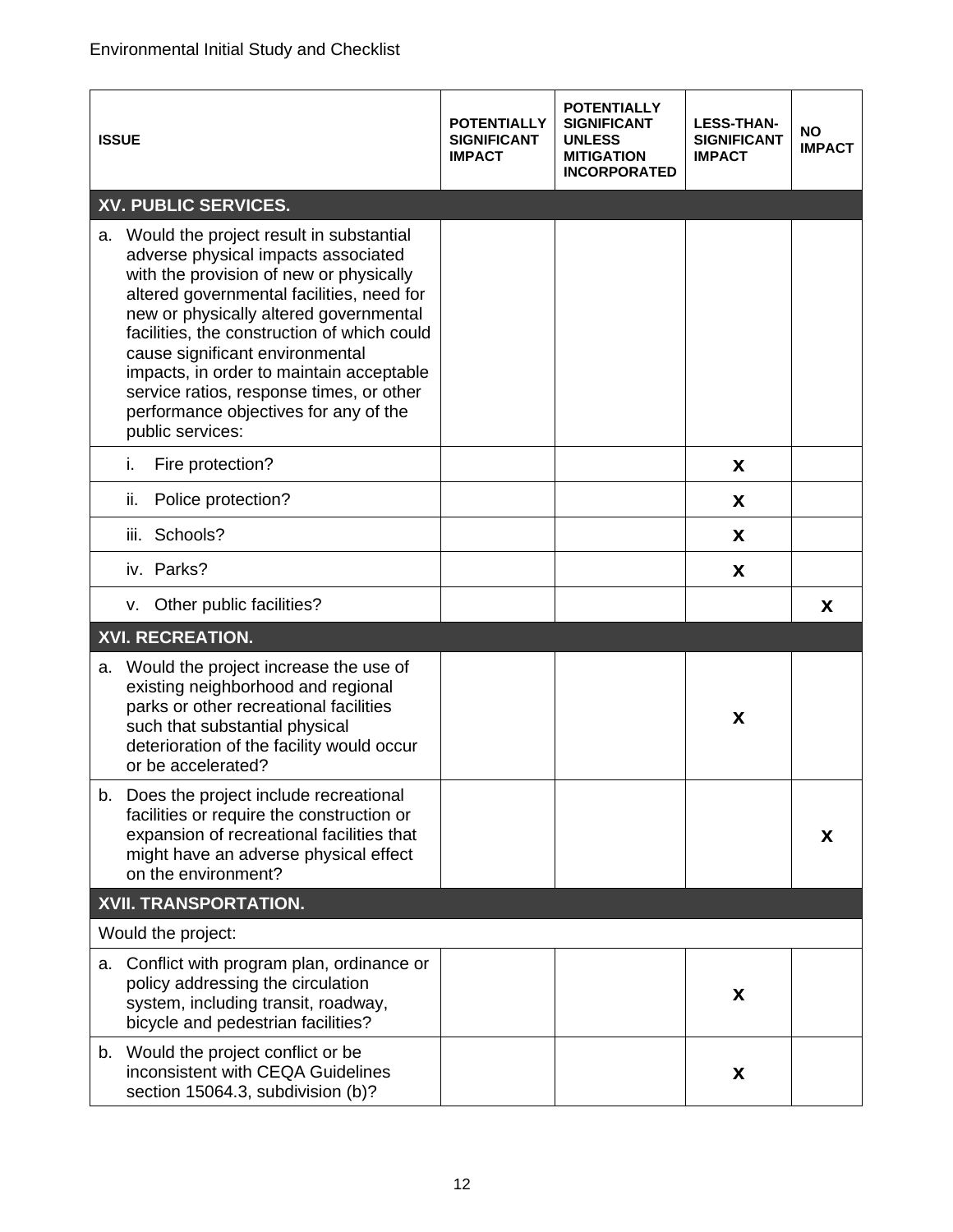Environmental Initial Study and Checklist

| ISSUE | POTENTIALLY SIGNIFICANT IMPACT | POTENTIALLY SIGNIFICANT UNLESS MITIGATION INCORPORATED | LESS-THAN-SIGNIFICANT IMPACT | NO IMPACT |
|---|---|---|---|---|
| **XV. PUBLIC SERVICES.** | | | | |
| a. Would the project result in substantial adverse physical impacts associated with the provision of new or physically altered governmental facilities, need for new or physically altered governmental facilities, the construction of which could cause significant environmental impacts, in order to maintain acceptable service ratios, response times, or other performance objectives for any of the public services: | | | | |
| i. Fire protection? | | | X | |
| ii. Police protection? | | | X | |
| iii. Schools? | | | X | |
| iv. Parks? | | | X | |
| v. Other public facilities? | | | | X |
| **XVI. RECREATION.** | | | | |
| a. Would the project increase the use of existing neighborhood and regional parks or other recreational facilities such that substantial physical deterioration of the facility would occur or be accelerated? | | | X | |
| b. Does the project include recreational facilities or require the construction or expansion of recreational facilities that might have an adverse physical effect on the environment? | | | | X |
| **XVII. TRANSPORTATION.** | | | | |
| Would the project: | | | | |
| a. Conflict with program plan, ordinance or policy addressing the circulation system, including transit, roadway, bicycle and pedestrian facilities? | | | X | |
| b. Would the project conflict or be inconsistent with CEQA Guidelines section 15064.3, subdivision (b)? | | | X | |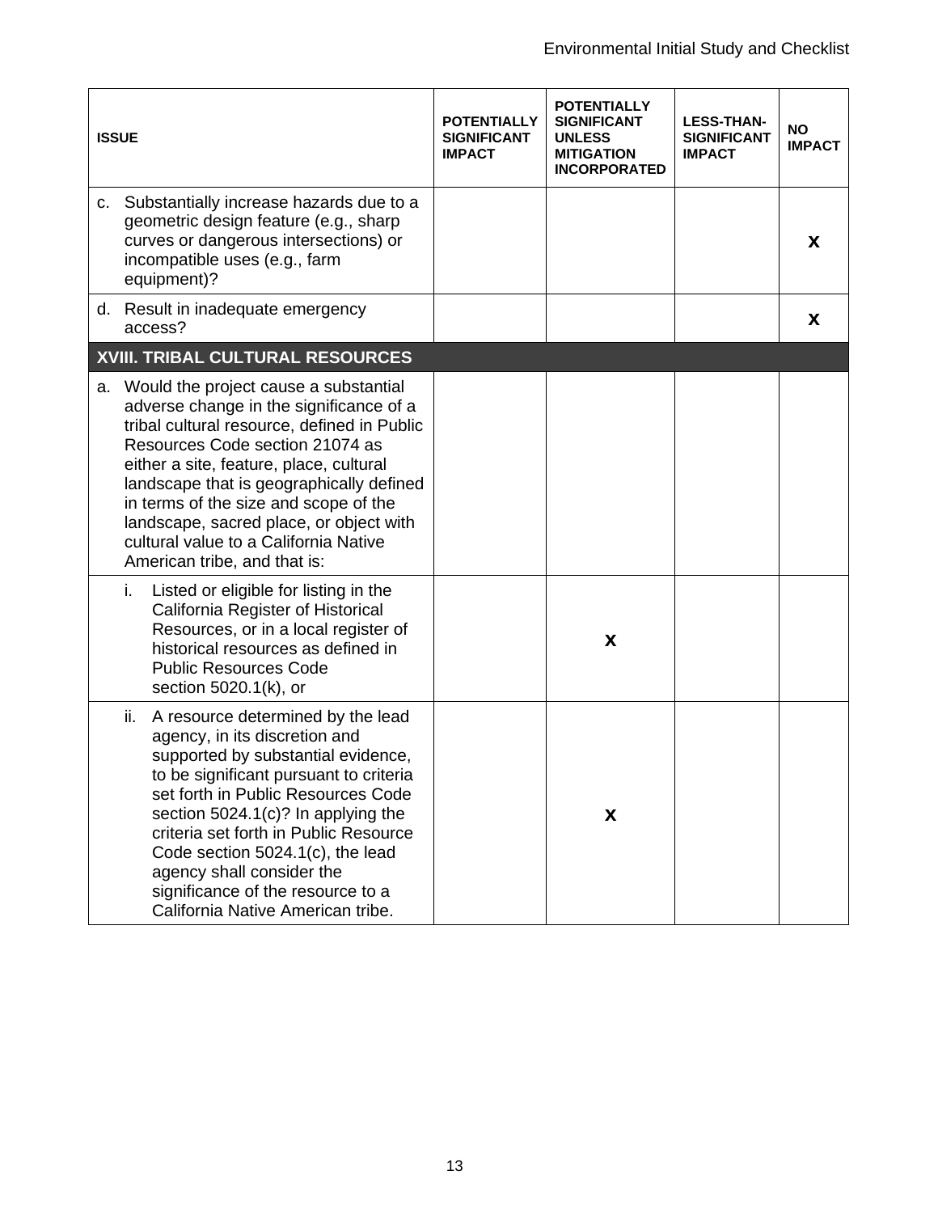| ISSUE | POTENTIALLY SIGNIFICANT IMPACT | POTENTIALLY SIGNIFICANT UNLESS MITIGATION INCORPORATED | LESS-THAN-SIGNIFICANT IMPACT | NO IMPACT |
|---|---|---|---|---|
| c. Substantially increase hazards due to a geometric design feature (e.g., sharp curves or dangerous intersections) or incompatible uses (e.g., farm equipment)? | | | | **X** |
| d. Result in inadequate emergency access? | | | | **X** |
| **XVIII. TRIBAL CULTURAL RESOURCES** | | | | |
| a. Would the project cause a substantial adverse change in the significance of a tribal cultural resource, defined in Public Resources Code section 21074 as either a site, feature, place, cultural landscape that is geographically defined in terms of the size and scope of the landscape, sacred place, or object with cultural value to a California Native American tribe, and that is: | | | | |
| i. Listed or eligible for listing in the California Register of Historical Resources, or in a local register of historical resources as defined in Public Resources Code section 5020.1(k), or | | **X** | | |
| ii. A resource determined by the lead agency, in its discretion and supported by substantial evidence, to be significant pursuant to criteria set forth in Public Resources Code section 5024.1(c)? In applying the criteria set forth in Public Resource Code section 5024.1(c), the lead agency shall consider the significance of the resource to a California Native American tribe. | | **X** | | |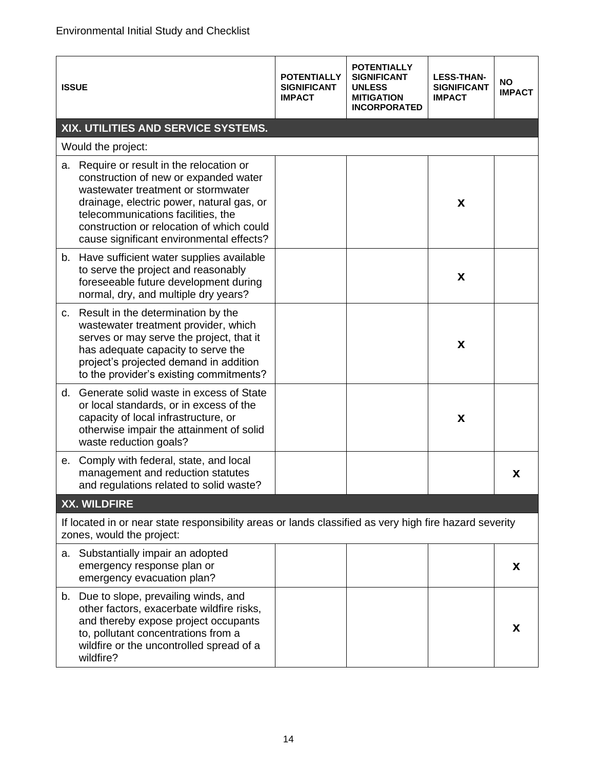| ISSUE | POTENTIALLY SIGNIFICANT IMPACT | POTENTIALLY SIGNIFICANT UNLESS MITIGATION INCORPORATED | LESS-THAN-SIGNIFICANT IMPACT | NO IMPACT |
|---|---|---|---|---|
| **XIX. UTILITIES AND SERVICE SYSTEMS.** | | | | |
| Would the project: | | | | |
| a. Require or result in the relocation or construction of new or expanded water wastewater treatment or stormwater drainage, electric power, natural gas, or telecommunications facilities, the construction or relocation of which could cause significant environmental effects? | | | X | |
| b. Have sufficient water supplies available to serve the project and reasonably foreseeable future development during normal, dry, and multiple dry years? | | | X | |
| c. Result in the determination by the wastewater treatment provider, which serves or may serve the project, that it has adequate capacity to serve the project's projected demand in addition to the provider's existing commitments? | | | X | |
| d. Generate solid waste in excess of State or local standards, or in excess of the capacity of local infrastructure, or otherwise impair the attainment of solid waste reduction goals? | | | X | |
| e. Comply with federal, state, and local management and reduction statutes and regulations related to solid waste? | | | | X |
| **XX. WILDFIRE** | | | | |
| If located in or near state responsibility areas or lands classified as very high fire hazard severity zones, would the project: | | | | |
| a. Substantially impair an adopted emergency response plan or emergency evacuation plan? | | | | X |
| b. Due to slope, prevailing winds, and other factors, exacerbate wildfire risks, and thereby expose project occupants to, pollutant concentrations from a wildfire or the uncontrolled spread of a wildfire? | | | | X |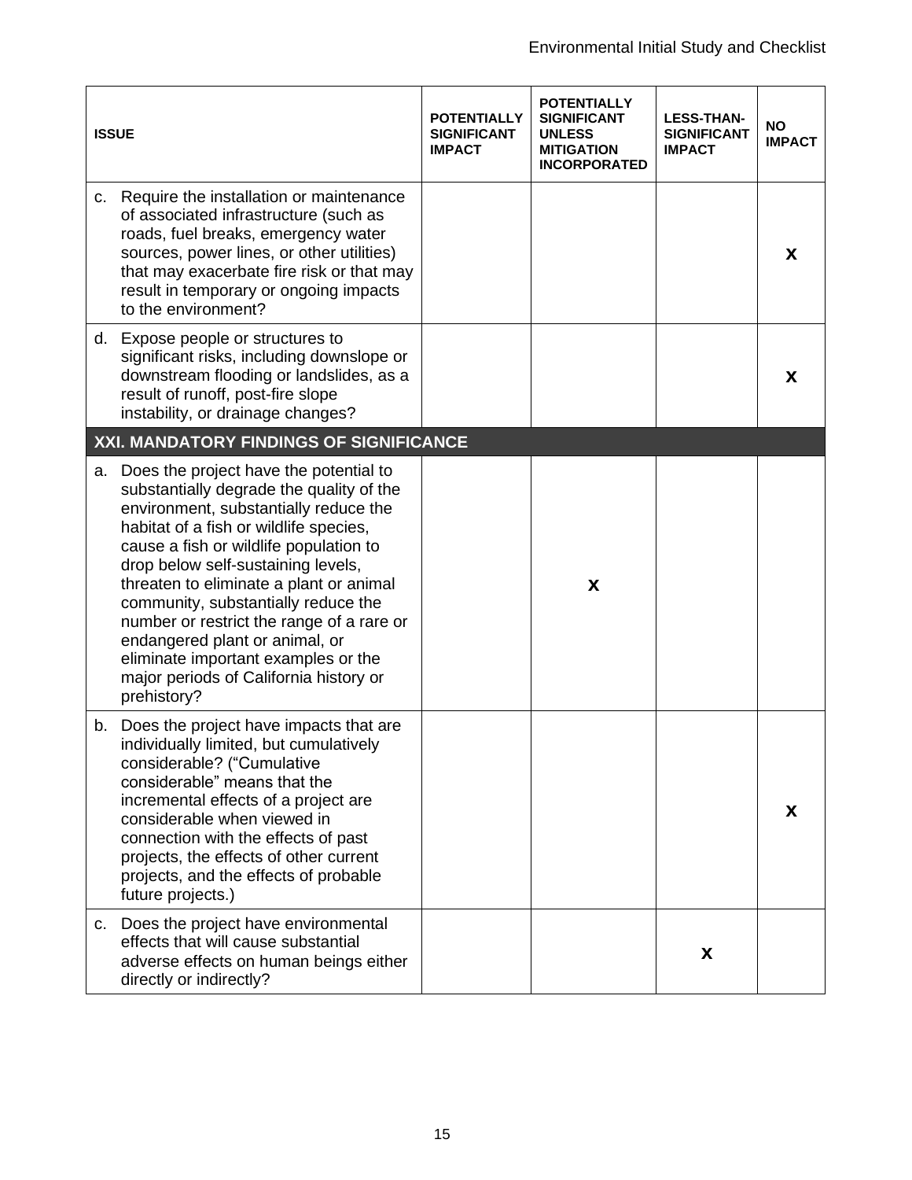| ISSUE | POTENTIALLY SIGNIFICANT IMPACT | POTENTIALLY SIGNIFICANT UNLESS MITIGATION INCORPORATED | LESS-THAN-SIGNIFICANT IMPACT | NO IMPACT |
|---|---|---|---|---|
| c. Require the installation or maintenance of associated infrastructure (such as roads, fuel breaks, emergency water sources, power lines, or other utilities) that may exacerbate fire risk or that may result in temporary or ongoing impacts to the environment? | | | | **X** |
| d. Expose people or structures to significant risks, including downslope or downstream flooding or landslides, as a result of runoff, post-fire slope instability, or drainage changes? | | | | **X** |
| **XXI. MANDATORY FINDINGS OF SIGNIFICANCE** | | | | |
| a. Does the project have the potential to substantially degrade the quality of the environment, substantially reduce the habitat of a fish or wildlife species, cause a fish or wildlife population to drop below self-sustaining levels, threaten to eliminate a plant or animal community, substantially reduce the number or restrict the range of a rare or endangered plant or animal, or eliminate important examples or the major periods of California history or prehistory? | | **X** | | |
| b. Does the project have impacts that are individually limited, but cumulatively considerable? ("Cumulative considerable" means that the incremental effects of a project are considerable when viewed in connection with the effects of past projects, the effects of other current projects, and the effects of probable future projects.) | | | | **X** |
| c. Does the project have environmental effects that will cause substantial adverse effects on human beings either directly or indirectly? | | | **X** | |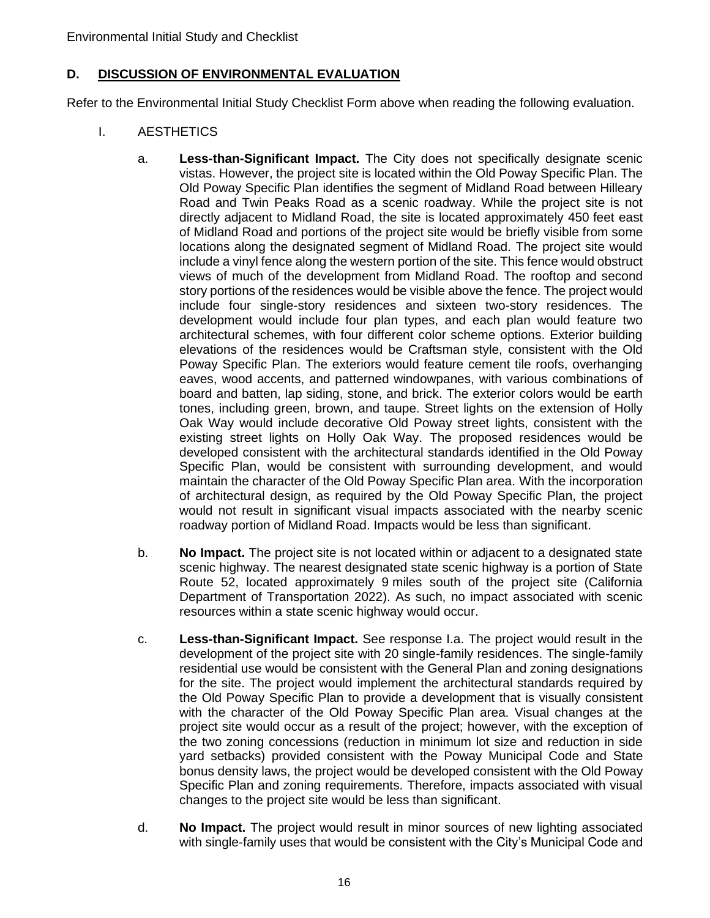## D. DISCUSSION OF ENVIRONMENTAL EVALUATION

Refer to the Environmental Initial Study Checklist Form above when reading the following evaluation.

I. AESTHETICS

a. **Less-than-Significant Impact.** The City does not specifically designate scenic vistas. However, the project site is located within the Old Poway Specific Plan. The Old Poway Specific Plan identifies the segment of Midland Road between Hilleary Road and Twin Peaks Road as a scenic roadway. While the project site is not directly adjacent to Midland Road, the site is located approximately 450 feet east of Midland Road and portions of the project site would be briefly visible from some locations along the designated segment of Midland Road. The project site would include a vinyl fence along the western portion of the site. This fence would obstruct views of much of the development from Midland Road. The rooftop and second story portions of the residences would be visible above the fence. The project would include four single-story residences and sixteen two-story residences. The development would include four plan types, and each plan would feature two architectural schemes, with four different color scheme options. Exterior building elevations of the residences would be Craftsman style, consistent with the Old Poway Specific Plan. The exteriors would feature cement tile roofs, overhanging eaves, wood accents, and patterned windowpanes, with various combinations of board and batten, lap siding, stone, and brick. The exterior colors would be earth tones, including green, brown, and taupe. Street lights on the extension of Holly Oak Way would include decorative Old Poway street lights, consistent with the existing street lights on Holly Oak Way. The proposed residences would be developed consistent with the architectural standards identified in the Old Poway Specific Plan, would be consistent with surrounding development, and would maintain the character of the Old Poway Specific Plan area. With the incorporation of architectural design, as required by the Old Poway Specific Plan, the project would not result in significant visual impacts associated with the nearby scenic roadway portion of Midland Road. Impacts would be less than significant.

b. **No Impact.** The project site is not located within or adjacent to a designated state scenic highway. The nearest designated state scenic highway is a portion of State Route 52, located approximately 9 miles south of the project site (California Department of Transportation 2022). As such, no impact associated with scenic resources within a state scenic highway would occur.

c. **Less-than-Significant Impact.** See response I.a. The project would result in the development of the project site with 20 single-family residences. The single-family residential use would be consistent with the General Plan and zoning designations for the site. The project would implement the architectural standards required by the Old Poway Specific Plan to provide a development that is visually consistent with the character of the Old Poway Specific Plan area. Visual changes at the project site would occur as a result of the project; however, with the exception of the two zoning concessions (reduction in minimum lot size and reduction in side yard setbacks) provided consistent with the Poway Municipal Code and State bonus density laws, the project would be developed consistent with the Old Poway Specific Plan and zoning requirements. Therefore, impacts associated with visual changes to the project site would be less than significant.

d. **No Impact.** The project would result in minor sources of new lighting associated with single-family uses that would be consistent with the City's Municipal Code and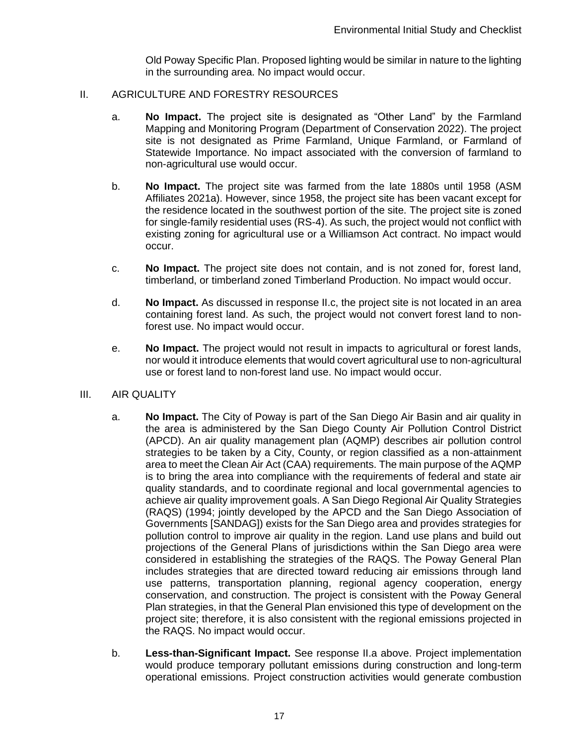Old Poway Specific Plan. Proposed lighting would be similar in nature to the lighting in the surrounding area. No impact would occur.

## II. AGRICULTURE AND FORESTRY RESOURCES

a. **No Impact.** The project site is designated as "Other Land" by the Farmland Mapping and Monitoring Program (Department of Conservation 2022). The project site is not designated as Prime Farmland, Unique Farmland, or Farmland of Statewide Importance. No impact associated with the conversion of farmland to non-agricultural use would occur.

b. **No Impact.** The project site was farmed from the late 1880s until 1958 (ASM Affiliates 2021a). However, since 1958, the project site has been vacant except for the residence located in the southwest portion of the site. The project site is zoned for single-family residential uses (RS-4). As such, the project would not conflict with existing zoning for agricultural use or a Williamson Act contract. No impact would occur.

c. **No Impact.** The project site does not contain, and is not zoned for, forest land, timberland, or timberland zoned Timberland Production. No impact would occur.

d. **No Impact.** As discussed in response II.c, the project site is not located in an area containing forest land. As such, the project would not convert forest land to non-forest use. No impact would occur.

e. **No Impact.** The project would not result in impacts to agricultural or forest lands, nor would it introduce elements that would covert agricultural use to non-agricultural use or forest land to non-forest land use. No impact would occur.

## III. AIR QUALITY

a. **No Impact.** The City of Poway is part of the San Diego Air Basin and air quality in the area is administered by the San Diego County Air Pollution Control District (APCD). An air quality management plan (AQMP) describes air pollution control strategies to be taken by a City, County, or region classified as a non-attainment area to meet the Clean Air Act (CAA) requirements. The main purpose of the AQMP is to bring the area into compliance with the requirements of federal and state air quality standards, and to coordinate regional and local governmental agencies to achieve air quality improvement goals. A San Diego Regional Air Quality Strategies (RAQS) (1994; jointly developed by the APCD and the San Diego Association of Governments [SANDAG]) exists for the San Diego area and provides strategies for pollution control to improve air quality in the region. Land use plans and build out projections of the General Plans of jurisdictions within the San Diego area were considered in establishing the strategies of the RAQS. The Poway General Plan includes strategies that are directed toward reducing air emissions through land use patterns, transportation planning, regional agency cooperation, energy conservation, and construction. The project is consistent with the Poway General Plan strategies, in that the General Plan envisioned this type of development on the project site; therefore, it is also consistent with the regional emissions projected in the RAQS. No impact would occur.

b. **Less-than-Significant Impact.** See response II.a above. Project implementation would produce temporary pollutant emissions during construction and long-term operational emissions. Project construction activities would generate combustion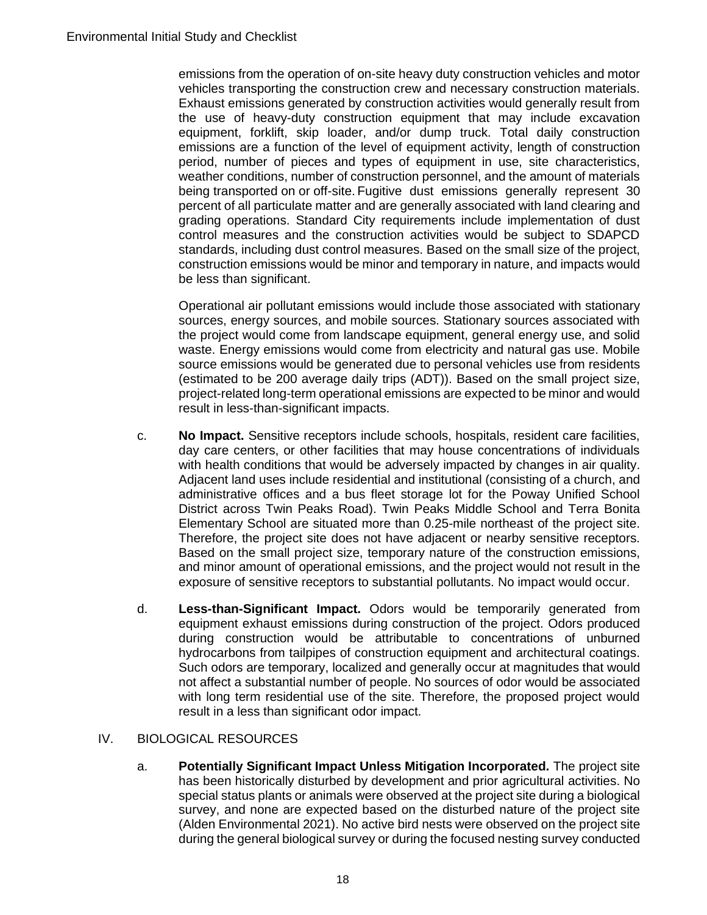emissions from the operation of on-site heavy duty construction vehicles and motor vehicles transporting the construction crew and necessary construction materials. Exhaust emissions generated by construction activities would generally result from the use of heavy-duty construction equipment that may include excavation equipment, forklift, skip loader, and/or dump truck. Total daily construction emissions are a function of the level of equipment activity, length of construction period, number of pieces and types of equipment in use, site characteristics, weather conditions, number of construction personnel, and the amount of materials being transported on or off-site. Fugitive dust emissions generally represent 30 percent of all particulate matter and are generally associated with land clearing and grading operations. Standard City requirements include implementation of dust control measures and the construction activities would be subject to SDAPCD standards, including dust control measures. Based on the small size of the project, construction emissions would be minor and temporary in nature, and impacts would be less than significant.

Operational air pollutant emissions would include those associated with stationary sources, energy sources, and mobile sources. Stationary sources associated with the project would come from landscape equipment, general energy use, and solid waste. Energy emissions would come from electricity and natural gas use. Mobile source emissions would be generated due to personal vehicles use from residents (estimated to be 200 average daily trips (ADT)). Based on the small project size, project-related long-term operational emissions are expected to be minor and would result in less-than-significant impacts.

c. **No Impact.** Sensitive receptors include schools, hospitals, resident care facilities, day care centers, or other facilities that may house concentrations of individuals with health conditions that would be adversely impacted by changes in air quality. Adjacent land uses include residential and institutional (consisting of a church, and administrative offices and a bus fleet storage lot for the Poway Unified School District across Twin Peaks Road). Twin Peaks Middle School and Terra Bonita Elementary School are situated more than 0.25-mile northeast of the project site. Therefore, the project site does not have adjacent or nearby sensitive receptors. Based on the small project size, temporary nature of the construction emissions, and minor amount of operational emissions, and the project would not result in the exposure of sensitive receptors to substantial pollutants. No impact would occur.

d. **Less-than-Significant Impact.** Odors would be temporarily generated from equipment exhaust emissions during construction of the project. Odors produced during construction would be attributable to concentrations of unburned hydrocarbons from tailpipes of construction equipment and architectural coatings. Such odors are temporary, localized and generally occur at magnitudes that would not affect a substantial number of people. No sources of odor would be associated with long term residential use of the site. Therefore, the proposed project would result in a less than significant odor impact.

## IV. BIOLOGICAL RESOURCES

a. **Potentially Significant Impact Unless Mitigation Incorporated.** The project site has been historically disturbed by development and prior agricultural activities. No special status plants or animals were observed at the project site during a biological survey, and none are expected based on the disturbed nature of the project site (Alden Environmental 2021). No active bird nests were observed on the project site during the general biological survey or during the focused nesting survey conducted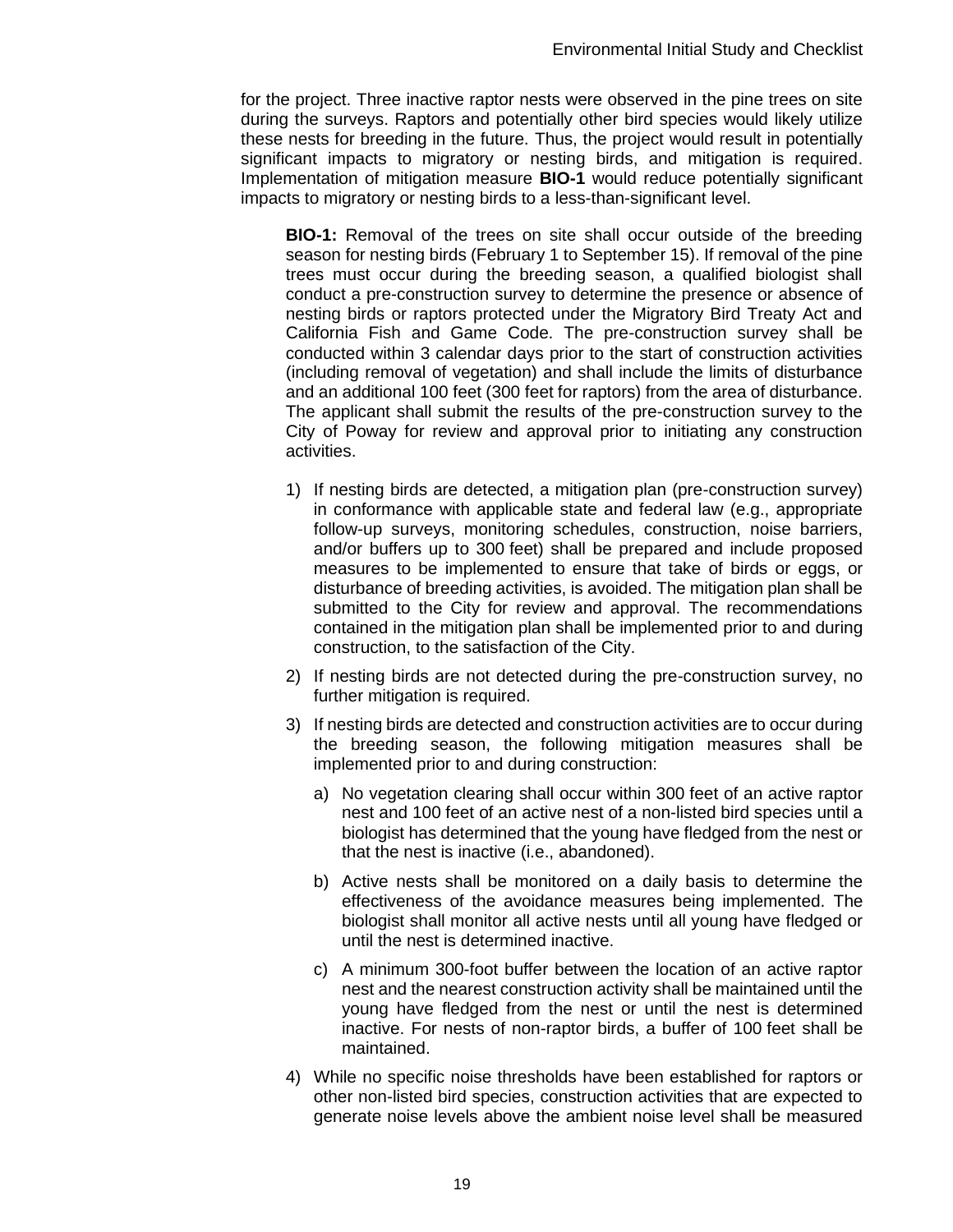for the project. Three inactive raptor nests were observed in the pine trees on site during the surveys. Raptors and potentially other bird species would likely utilize these nests for breeding in the future. Thus, the project would result in potentially significant impacts to migratory or nesting birds, and mitigation is required. Implementation of mitigation measure **BIO-1** would reduce potentially significant impacts to migratory or nesting birds to a less-than-significant level.

**BIO-1:** Removal of the trees on site shall occur outside of the breeding season for nesting birds (February 1 to September 15). If removal of the pine trees must occur during the breeding season, a qualified biologist shall conduct a pre-construction survey to determine the presence or absence of nesting birds or raptors protected under the Migratory Bird Treaty Act and California Fish and Game Code. The pre-construction survey shall be conducted within 3 calendar days prior to the start of construction activities (including removal of vegetation) and shall include the limits of disturbance and an additional 100 feet (300 feet for raptors) from the area of disturbance. The applicant shall submit the results of the pre-construction survey to the City of Poway for review and approval prior to initiating any construction activities.

1) If nesting birds are detected, a mitigation plan (pre-construction survey) in conformance with applicable state and federal law (e.g., appropriate follow-up surveys, monitoring schedules, construction, noise barriers, and/or buffers up to 300 feet) shall be prepared and include proposed measures to be implemented to ensure that take of birds or eggs, or disturbance of breeding activities, is avoided. The mitigation plan shall be submitted to the City for review and approval. The recommendations contained in the mitigation plan shall be implemented prior to and during construction, to the satisfaction of the City.
2) If nesting birds are not detected during the pre-construction survey, no further mitigation is required.
3) If nesting birds are detected and construction activities are to occur during the breeding season, the following mitigation measures shall be implemented prior to and during construction:
   a) No vegetation clearing shall occur within 300 feet of an active raptor nest and 100 feet of an active nest of a non-listed bird species until a biologist has determined that the young have fledged from the nest or that the nest is inactive (i.e., abandoned).
   b) Active nests shall be monitored on a daily basis to determine the effectiveness of the avoidance measures being implemented. The biologist shall monitor all active nests until all young have fledged or until the nest is determined inactive.
   c) A minimum 300-foot buffer between the location of an active raptor nest and the nearest construction activity shall be maintained until the young have fledged from the nest or until the nest is determined inactive. For nests of non-raptor birds, a buffer of 100 feet shall be maintained.
4) While no specific noise thresholds have been established for raptors or other non-listed bird species, construction activities that are expected to generate noise levels above the ambient noise level shall be measured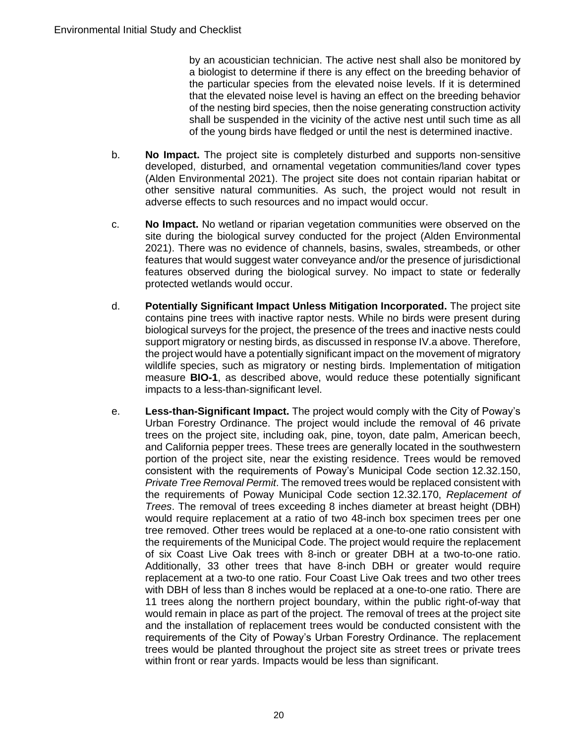by an acoustician technician. The active nest shall also be monitored by a biologist to determine if there is any effect on the breeding behavior of the particular species from the elevated noise levels. If it is determined that the elevated noise level is having an effect on the breeding behavior of the nesting bird species, then the noise generating construction activity shall be suspended in the vicinity of the active nest until such time as all of the young birds have fledged or until the nest is determined inactive.

b. **No Impact.** The project site is completely disturbed and supports non-sensitive developed, disturbed, and ornamental vegetation communities/land cover types (Alden Environmental 2021). The project site does not contain riparian habitat or other sensitive natural communities. As such, the project would not result in adverse effects to such resources and no impact would occur.

c. **No Impact.** No wetland or riparian vegetation communities were observed on the site during the biological survey conducted for the project (Alden Environmental 2021). There was no evidence of channels, basins, swales, streambeds, or other features that would suggest water conveyance and/or the presence of jurisdictional features observed during the biological survey. No impact to state or federally protected wetlands would occur.

d. **Potentially Significant Impact Unless Mitigation Incorporated.** The project site contains pine trees with inactive raptor nests. While no birds were present during biological surveys for the project, the presence of the trees and inactive nests could support migratory or nesting birds, as discussed in response IV.a above. Therefore, the project would have a potentially significant impact on the movement of migratory wildlife species, such as migratory or nesting birds. Implementation of mitigation measure **BIO-1**, as described above, would reduce these potentially significant impacts to a less-than-significant level.

e. **Less-than-Significant Impact.** The project would comply with the City of Poway's Urban Forestry Ordinance. The project would include the removal of 46 private trees on the project site, including oak, pine, toyon, date palm, American beech, and California pepper trees. These trees are generally located in the southwestern portion of the project site, near the existing residence. Trees would be removed consistent with the requirements of Poway's Municipal Code section 12.32.150, *Private Tree Removal Permit*. The removed trees would be replaced consistent with the requirements of Poway Municipal Code section 12.32.170, *Replacement of Trees*. The removal of trees exceeding 8 inches diameter at breast height (DBH) would require replacement at a ratio of two 48-inch box specimen trees per one tree removed. Other trees would be replaced at a one-to-one ratio consistent with the requirements of the Municipal Code. The project would require the replacement of six Coast Live Oak trees with 8-inch or greater DBH at a two-to-one ratio. Additionally, 33 other trees that have 8-inch DBH or greater would require replacement at a two-to one ratio. Four Coast Live Oak trees and two other trees with DBH of less than 8 inches would be replaced at a one-to-one ratio. There are 11 trees along the northern project boundary, within the public right-of-way that would remain in place as part of the project. The removal of trees at the project site and the installation of replacement trees would be conducted consistent with the requirements of the City of Poway's Urban Forestry Ordinance. The replacement trees would be planted throughout the project site as street trees or private trees within front or rear yards. Impacts would be less than significant.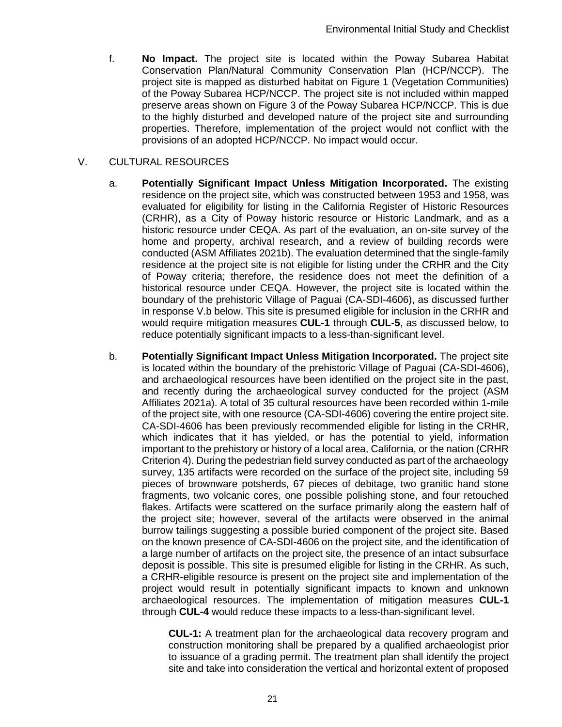f. **No Impact.** The project site is located within the Poway Subarea Habitat Conservation Plan/Natural Community Conservation Plan (HCP/NCCP). The project site is mapped as disturbed habitat on Figure 1 (Vegetation Communities) of the Poway Subarea HCP/NCCP. The project site is not included within mapped preserve areas shown on Figure 3 of the Poway Subarea HCP/NCCP. This is due to the highly disturbed and developed nature of the project site and surrounding properties. Therefore, implementation of the project would not conflict with the provisions of an adopted HCP/NCCP. No impact would occur.

## V. CULTURAL RESOURCES

a. **Potentially Significant Impact Unless Mitigation Incorporated.** The existing residence on the project site, which was constructed between 1953 and 1958, was evaluated for eligibility for listing in the California Register of Historic Resources (CRHR), as a City of Poway historic resource or Historic Landmark, and as a historic resource under CEQA. As part of the evaluation, an on-site survey of the home and property, archival research, and a review of building records were conducted (ASM Affiliates 2021b). The evaluation determined that the single-family residence at the project site is not eligible for listing under the CRHR and the City of Poway criteria; therefore, the residence does not meet the definition of a historical resource under CEQA. However, the project site is located within the boundary of the prehistoric Village of Paguai (CA-SDI-4606), as discussed further in response V.b below. This site is presumed eligible for inclusion in the CRHR and would require mitigation measures **CUL-1** through **CUL-5**, as discussed below, to reduce potentially significant impacts to a less-than-significant level.

b. **Potentially Significant Impact Unless Mitigation Incorporated.** The project site is located within the boundary of the prehistoric Village of Paguai (CA-SDI-4606), and archaeological resources have been identified on the project site in the past, and recently during the archaeological survey conducted for the project (ASM Affiliates 2021a). A total of 35 cultural resources have been recorded within 1-mile of the project site, with one resource (CA-SDI-4606) covering the entire project site. CA-SDI-4606 has been previously recommended eligible for listing in the CRHR, which indicates that it has yielded, or has the potential to yield, information important to the prehistory or history of a local area, California, or the nation (CRHR Criterion 4). During the pedestrian field survey conducted as part of the archaeology survey, 135 artifacts were recorded on the surface of the project site, including 59 pieces of brownware potsherds, 67 pieces of debitage, two granitic hand stone fragments, two volcanic cores, one possible polishing stone, and four retouched flakes. Artifacts were scattered on the surface primarily along the eastern half of the project site; however, several of the artifacts were observed in the animal burrow tailings suggesting a possible buried component of the project site. Based on the known presence of CA-SDI-4606 on the project site, and the identification of a large number of artifacts on the project site, the presence of an intact subsurface deposit is possible. This site is presumed eligible for listing in the CRHR. As such, a CRHR-eligible resource is present on the project site and implementation of the project would result in potentially significant impacts to known and unknown archaeological resources. The implementation of mitigation measures **CUL-1** through **CUL-4** would reduce these impacts to a less-than-significant level.

**CUL-1:** A treatment plan for the archaeological data recovery program and construction monitoring shall be prepared by a qualified archaeologist prior to issuance of a grading permit. The treatment plan shall identify the project site and take into consideration the vertical and horizontal extent of proposed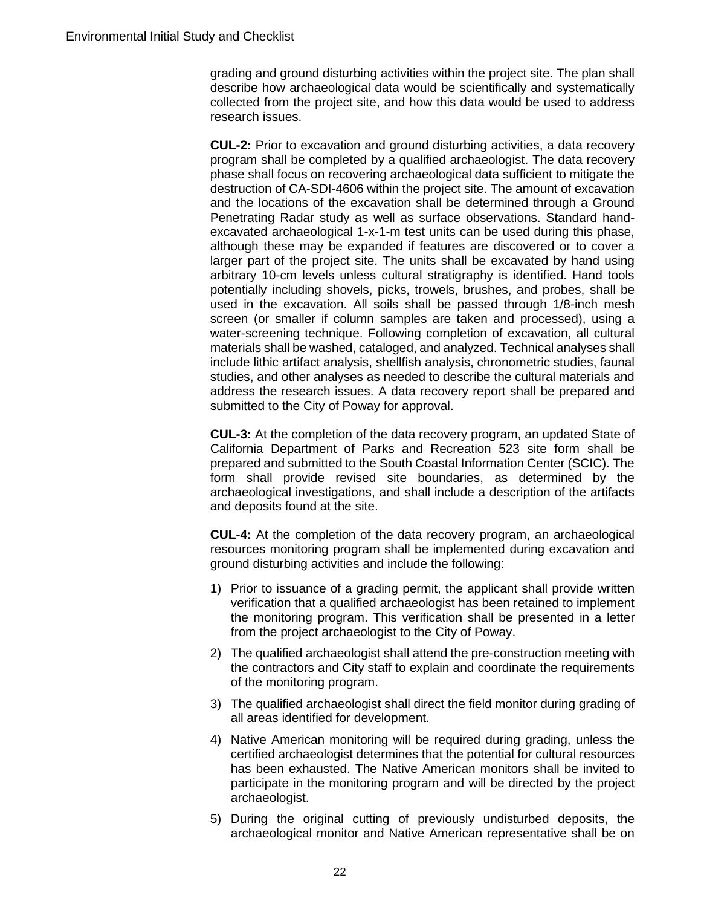grading and ground disturbing activities within the project site. The plan shall describe how archaeological data would be scientifically and systematically collected from the project site, and how this data would be used to address research issues.

**CUL-2:** Prior to excavation and ground disturbing activities, a data recovery program shall be completed by a qualified archaeologist. The data recovery phase shall focus on recovering archaeological data sufficient to mitigate the destruction of CA-SDI-4606 within the project site. The amount of excavation and the locations of the excavation shall be determined through a Ground Penetrating Radar study as well as surface observations. Standard hand-excavated archaeological 1-x-1-m test units can be used during this phase, although these may be expanded if features are discovered or to cover a larger part of the project site. The units shall be excavated by hand using arbitrary 10-cm levels unless cultural stratigraphy is identified. Hand tools potentially including shovels, picks, trowels, brushes, and probes, shall be used in the excavation. All soils shall be passed through 1/8-inch mesh screen (or smaller if column samples are taken and processed), using a water-screening technique. Following completion of excavation, all cultural materials shall be washed, cataloged, and analyzed. Technical analyses shall include lithic artifact analysis, shellfish analysis, chronometric studies, faunal studies, and other analyses as needed to describe the cultural materials and address the research issues. A data recovery report shall be prepared and submitted to the City of Poway for approval.

**CUL-3:** At the completion of the data recovery program, an updated State of California Department of Parks and Recreation 523 site form shall be prepared and submitted to the South Coastal Information Center (SCIC). The form shall provide revised site boundaries, as determined by the archaeological investigations, and shall include a description of the artifacts and deposits found at the site.

**CUL-4:** At the completion of the data recovery program, an archaeological resources monitoring program shall be implemented during excavation and ground disturbing activities and include the following:

1) Prior to issuance of a grading permit, the applicant shall provide written verification that a qualified archaeologist has been retained to implement the monitoring program. This verification shall be presented in a letter from the project archaeologist to the City of Poway.
2) The qualified archaeologist shall attend the pre-construction meeting with the contractors and City staff to explain and coordinate the requirements of the monitoring program.
3) The qualified archaeologist shall direct the field monitor during grading of all areas identified for development.
4) Native American monitoring will be required during grading, unless the certified archaeologist determines that the potential for cultural resources has been exhausted. The Native American monitors shall be invited to participate in the monitoring program and will be directed by the project archaeologist.
5) During the original cutting of previously undisturbed deposits, the archaeological monitor and Native American representative shall be on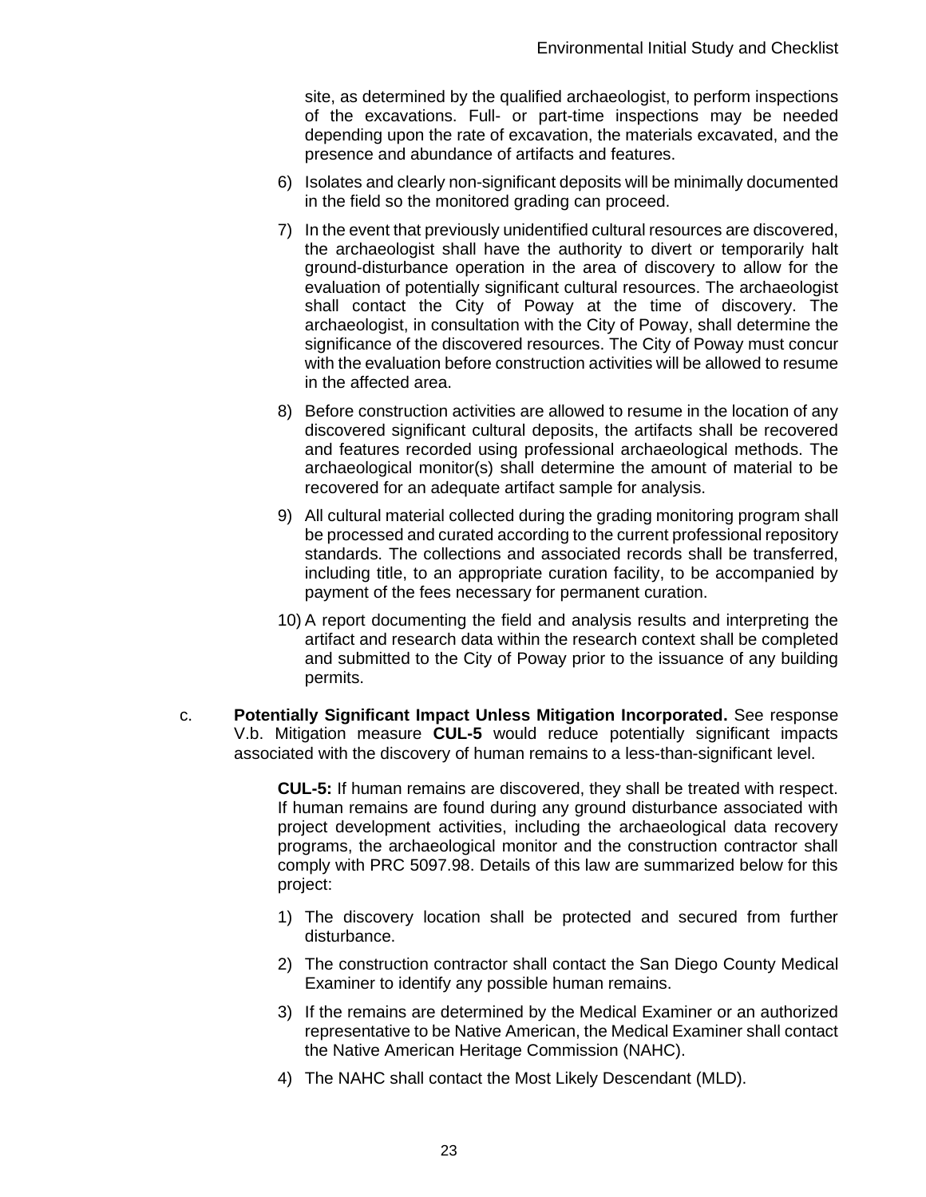site, as determined by the qualified archaeologist, to perform inspections of the excavations. Full- or part-time inspections may be needed depending upon the rate of excavation, the materials excavated, and the presence and abundance of artifacts and features.

6) Isolates and clearly non-significant deposits will be minimally documented in the field so the monitored grading can proceed.

7) In the event that previously unidentified cultural resources are discovered, the archaeologist shall have the authority to divert or temporarily halt ground-disturbance operation in the area of discovery to allow for the evaluation of potentially significant cultural resources. The archaeologist shall contact the City of Poway at the time of discovery. The archaeologist, in consultation with the City of Poway, shall determine the significance of the discovered resources. The City of Poway must concur with the evaluation before construction activities will be allowed to resume in the affected area.

8) Before construction activities are allowed to resume in the location of any discovered significant cultural deposits, the artifacts shall be recovered and features recorded using professional archaeological methods. The archaeological monitor(s) shall determine the amount of material to be recovered for an adequate artifact sample for analysis.

9) All cultural material collected during the grading monitoring program shall be processed and curated according to the current professional repository standards. The collections and associated records shall be transferred, including title, to an appropriate curation facility, to be accompanied by payment of the fees necessary for permanent curation.

10) A report documenting the field and analysis results and interpreting the artifact and research data within the research context shall be completed and submitted to the City of Poway prior to the issuance of any building permits.

c. **Potentially Significant Impact Unless Mitigation Incorporated.** See response V.b. Mitigation measure **CUL-5** would reduce potentially significant impacts associated with the discovery of human remains to a less-than-significant level.

**CUL-5:** If human remains are discovered, they shall be treated with respect. If human remains are found during any ground disturbance associated with project development activities, including the archaeological data recovery programs, the archaeological monitor and the construction contractor shall comply with PRC 5097.98. Details of this law are summarized below for this project:

1) The discovery location shall be protected and secured from further disturbance.

2) The construction contractor shall contact the San Diego County Medical Examiner to identify any possible human remains.

3) If the remains are determined by the Medical Examiner or an authorized representative to be Native American, the Medical Examiner shall contact the Native American Heritage Commission (NAHC).

4) The NAHC shall contact the Most Likely Descendant (MLD).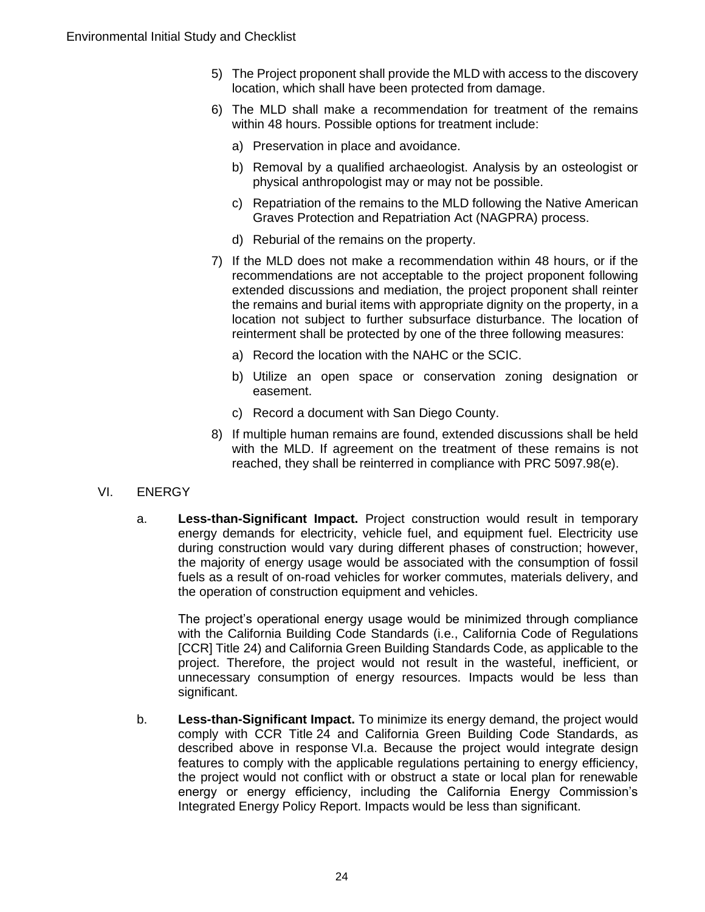5) The Project proponent shall provide the MLD with access to the discovery location, which shall have been protected from damage.

6) The MLD shall make a recommendation for treatment of the remains within 48 hours. Possible options for treatment include:

   a) Preservation in place and avoidance.

   b) Removal by a qualified archaeologist. Analysis by an osteologist or physical anthropologist may or may not be possible.

   c) Repatriation of the remains to the MLD following the Native American Graves Protection and Repatriation Act (NAGPRA) process.

   d) Reburial of the remains on the property.

7) If the MLD does not make a recommendation within 48 hours, or if the recommendations are not acceptable to the project proponent following extended discussions and mediation, the project proponent shall reinter the remains and burial items with appropriate dignity on the property, in a location not subject to further subsurface disturbance. The location of reinterment shall be protected by one of the three following measures:

   a) Record the location with the NAHC or the SCIC.

   b) Utilize an open space or conservation zoning designation or easement.

   c) Record a document with San Diego County.

8) If multiple human remains are found, extended discussions shall be held with the MLD. If agreement on the treatment of these remains is not reached, they shall be reinterred in compliance with PRC 5097.98(e).

## VI. ENERGY

a. **Less-than-Significant Impact.** Project construction would result in temporary energy demands for electricity, vehicle fuel, and equipment fuel. Electricity use during construction would vary during different phases of construction; however, the majority of energy usage would be associated with the consumption of fossil fuels as a result of on-road vehicles for worker commutes, materials delivery, and the operation of construction equipment and vehicles.

   The project's operational energy usage would be minimized through compliance with the California Building Code Standards (i.e., California Code of Regulations [CCR] Title 24) and California Green Building Standards Code, as applicable to the project. Therefore, the project would not result in the wasteful, inefficient, or unnecessary consumption of energy resources. Impacts would be less than significant.

b. **Less-than-Significant Impact.** To minimize its energy demand, the project would comply with CCR Title 24 and California Green Building Code Standards, as described above in response VI.a. Because the project would integrate design features to comply with the applicable regulations pertaining to energy efficiency, the project would not conflict with or obstruct a state or local plan for renewable energy or energy efficiency, including the California Energy Commission's Integrated Energy Policy Report. Impacts would be less than significant.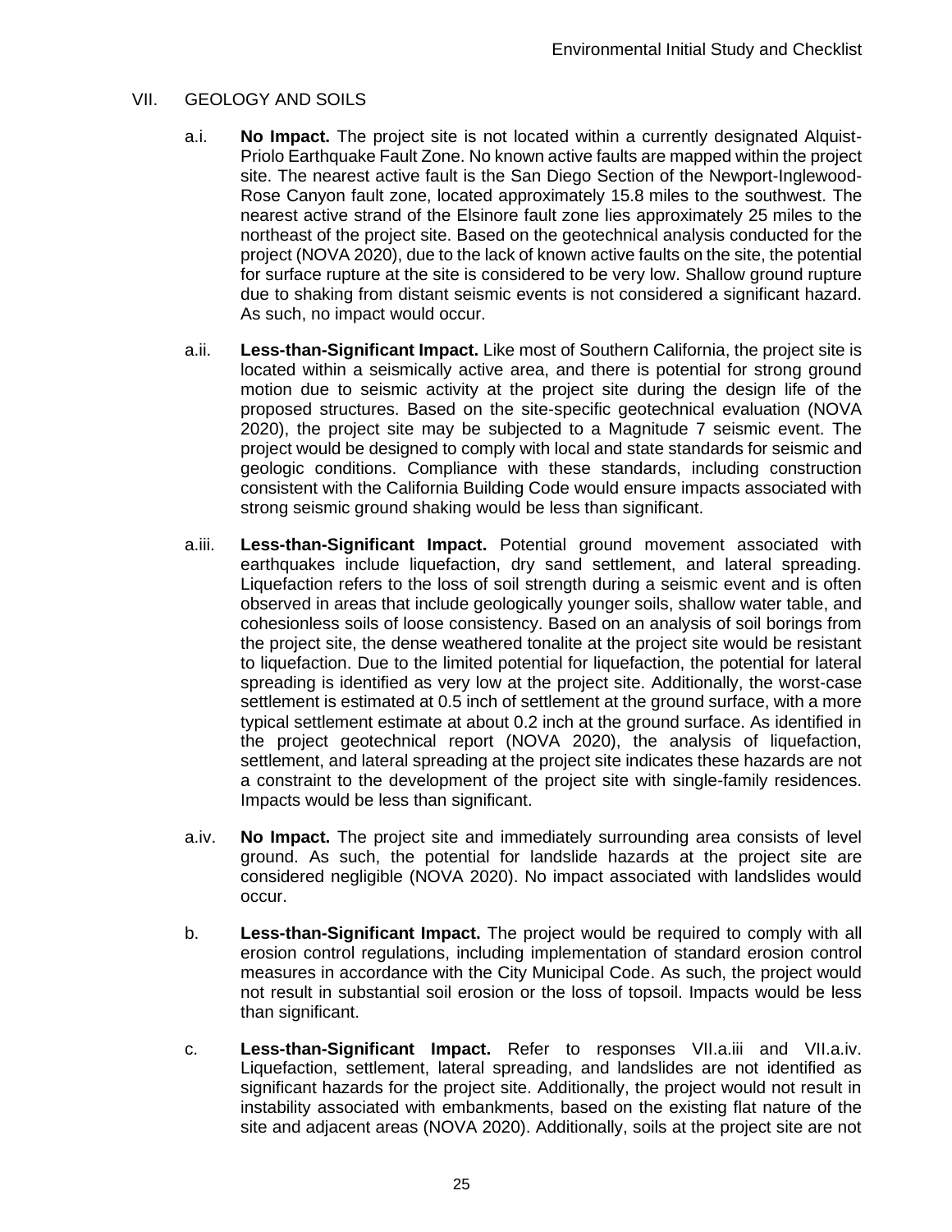## VII. GEOLOGY AND SOILS

a.i. **No Impact.** The project site is not located within a currently designated Alquist-Priolo Earthquake Fault Zone. No known active faults are mapped within the project site. The nearest active fault is the San Diego Section of the Newport-Inglewood-Rose Canyon fault zone, located approximately 15.8 miles to the southwest. The nearest active strand of the Elsinore fault zone lies approximately 25 miles to the northeast of the project site. Based on the geotechnical analysis conducted for the project (NOVA 2020), due to the lack of known active faults on the site, the potential for surface rupture at the site is considered to be very low. Shallow ground rupture due to shaking from distant seismic events is not considered a significant hazard. As such, no impact would occur.

a.ii. **Less-than-Significant Impact.** Like most of Southern California, the project site is located within a seismically active area, and there is potential for strong ground motion due to seismic activity at the project site during the design life of the proposed structures. Based on the site-specific geotechnical evaluation (NOVA 2020), the project site may be subjected to a Magnitude 7 seismic event. The project would be designed to comply with local and state standards for seismic and geologic conditions. Compliance with these standards, including construction consistent with the California Building Code would ensure impacts associated with strong seismic ground shaking would be less than significant.

a.iii. **Less-than-Significant Impact.** Potential ground movement associated with earthquakes include liquefaction, dry sand settlement, and lateral spreading. Liquefaction refers to the loss of soil strength during a seismic event and is often observed in areas that include geologically younger soils, shallow water table, and cohesionless soils of loose consistency. Based on an analysis of soil borings from the project site, the dense weathered tonalite at the project site would be resistant to liquefaction. Due to the limited potential for liquefaction, the potential for lateral spreading is identified as very low at the project site. Additionally, the worst-case settlement is estimated at 0.5 inch of settlement at the ground surface, with a more typical settlement estimate at about 0.2 inch at the ground surface. As identified in the project geotechnical report (NOVA 2020), the analysis of liquefaction, settlement, and lateral spreading at the project site indicates these hazards are not a constraint to the development of the project site with single-family residences. Impacts would be less than significant.

a.iv. **No Impact.** The project site and immediately surrounding area consists of level ground. As such, the potential for landslide hazards at the project site are considered negligible (NOVA 2020). No impact associated with landslides would occur.

b. **Less-than-Significant Impact.** The project would be required to comply with all erosion control regulations, including implementation of standard erosion control measures in accordance with the City Municipal Code. As such, the project would not result in substantial soil erosion or the loss of topsoil. Impacts would be less than significant.

c. **Less-than-Significant Impact.** Refer to responses VII.a.iii and VII.a.iv. Liquefaction, settlement, lateral spreading, and landslides are not identified as significant hazards for the project site. Additionally, the project would not result in instability associated with embankments, based on the existing flat nature of the site and adjacent areas (NOVA 2020). Additionally, soils at the project site are not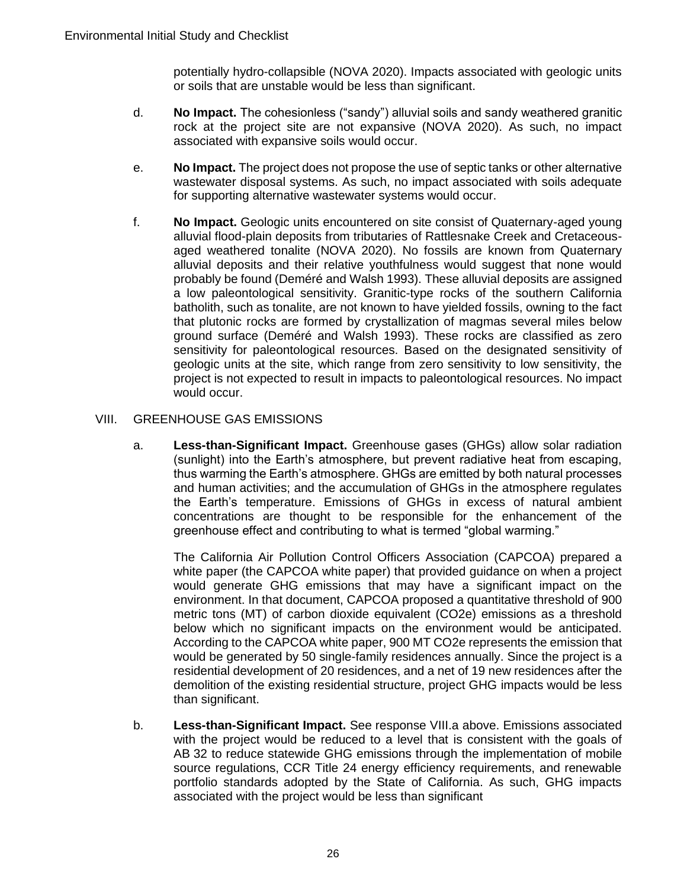potentially hydro-collapsible (NOVA 2020). Impacts associated with geologic units or soils that are unstable would be less than significant.

d. **No Impact.** The cohesionless ("sandy") alluvial soils and sandy weathered granitic rock at the project site are not expansive (NOVA 2020). As such, no impact associated with expansive soils would occur.

e. **No Impact.** The project does not propose the use of septic tanks or other alternative wastewater disposal systems. As such, no impact associated with soils adequate for supporting alternative wastewater systems would occur.

f. **No Impact.** Geologic units encountered on site consist of Quaternary-aged young alluvial flood-plain deposits from tributaries of Rattlesnake Creek and Cretaceous-aged weathered tonalite (NOVA 2020). No fossils are known from Quaternary alluvial deposits and their relative youthfulness would suggest that none would probably be found (Deméré and Walsh 1993). These alluvial deposits are assigned a low paleontological sensitivity. Granitic-type rocks of the southern California batholith, such as tonalite, are not known to have yielded fossils, owning to the fact that plutonic rocks are formed by crystallization of magmas several miles below ground surface (Deméré and Walsh 1993). These rocks are classified as zero sensitivity for paleontological resources. Based on the designated sensitivity of geologic units at the site, which range from zero sensitivity to low sensitivity, the project is not expected to result in impacts to paleontological resources. No impact would occur.

## VIII. GREENHOUSE GAS EMISSIONS

a. **Less-than-Significant Impact.** Greenhouse gases (GHGs) allow solar radiation (sunlight) into the Earth's atmosphere, but prevent radiative heat from escaping, thus warming the Earth's atmosphere. GHGs are emitted by both natural processes and human activities; and the accumulation of GHGs in the atmosphere regulates the Earth's temperature. Emissions of GHGs in excess of natural ambient concentrations are thought to be responsible for the enhancement of the greenhouse effect and contributing to what is termed "global warming."

The California Air Pollution Control Officers Association (CAPCOA) prepared a white paper (the CAPCOA white paper) that provided guidance on when a project would generate GHG emissions that may have a significant impact on the environment. In that document, CAPCOA proposed a quantitative threshold of 900 metric tons (MT) of carbon dioxide equivalent ($CO_2e$) emissions as a threshold below which no significant impacts on the environment would be anticipated. According to the CAPCOA white paper, 900 MT $CO_2e$ represents the emission that would be generated by 50 single-family residences annually. Since the project is a residential development of 20 residences, and a net of 19 new residences after the demolition of the existing residential structure, project GHG impacts would be less than significant.

b. **Less-than-Significant Impact.** See response VIII.a above. Emissions associated with the project would be reduced to a level that is consistent with the goals of AB 32 to reduce statewide GHG emissions through the implementation of mobile source regulations, CCR Title 24 energy efficiency requirements, and renewable portfolio standards adopted by the State of California. As such, GHG impacts associated with the project would be less than significant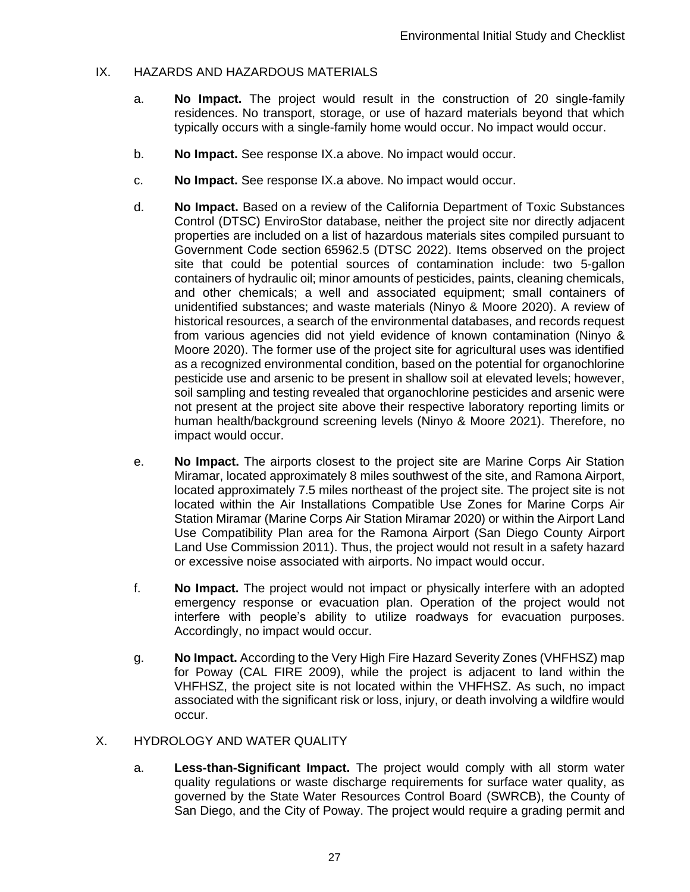## IX. HAZARDS AND HAZARDOUS MATERIALS

a. **No Impact.** The project would result in the construction of 20 single-family residences. No transport, storage, or use of hazard materials beyond that which typically occurs with a single-family home would occur. No impact would occur.

b. **No Impact.** See response IX.a above. No impact would occur.

c. **No Impact.** See response IX.a above. No impact would occur.

d. **No Impact.** Based on a review of the California Department of Toxic Substances Control (DTSC) EnviroStor database, neither the project site nor directly adjacent properties are included on a list of hazardous materials sites compiled pursuant to Government Code section 65962.5 (DTSC 2022). Items observed on the project site that could be potential sources of contamination include: two 5-gallon containers of hydraulic oil; minor amounts of pesticides, paints, cleaning chemicals, and other chemicals; a well and associated equipment; small containers of unidentified substances; and waste materials (Ninyo & Moore 2020). A review of historical resources, a search of the environmental databases, and records request from various agencies did not yield evidence of known contamination (Ninyo & Moore 2020). The former use of the project site for agricultural uses was identified as a recognized environmental condition, based on the potential for organochlorine pesticide use and arsenic to be present in shallow soil at elevated levels; however, soil sampling and testing revealed that organochlorine pesticides and arsenic were not present at the project site above their respective laboratory reporting limits or human health/background screening levels (Ninyo & Moore 2021). Therefore, no impact would occur.

e. **No Impact.** The airports closest to the project site are Marine Corps Air Station Miramar, located approximately 8 miles southwest of the site, and Ramona Airport, located approximately 7.5 miles northeast of the project site. The project site is not located within the Air Installations Compatible Use Zones for Marine Corps Air Station Miramar (Marine Corps Air Station Miramar 2020) or within the Airport Land Use Compatibility Plan area for the Ramona Airport (San Diego County Airport Land Use Commission 2011). Thus, the project would not result in a safety hazard or excessive noise associated with airports. No impact would occur.

f. **No Impact.** The project would not impact or physically interfere with an adopted emergency response or evacuation plan. Operation of the project would not interfere with people's ability to utilize roadways for evacuation purposes. Accordingly, no impact would occur.

g. **No Impact.** According to the Very High Fire Hazard Severity Zones (VHFHSZ) map for Poway (CAL FIRE 2009), while the project is adjacent to land within the VHFHSZ, the project site is not located within the VHFHSZ. As such, no impact associated with the significant risk or loss, injury, or death involving a wildfire would occur.

## X. HYDROLOGY AND WATER QUALITY

a. **Less-than-Significant Impact.** The project would comply with all storm water quality regulations or waste discharge requirements for surface water quality, as governed by the State Water Resources Control Board (SWRCB), the County of San Diego, and the City of Poway. The project would require a grading permit and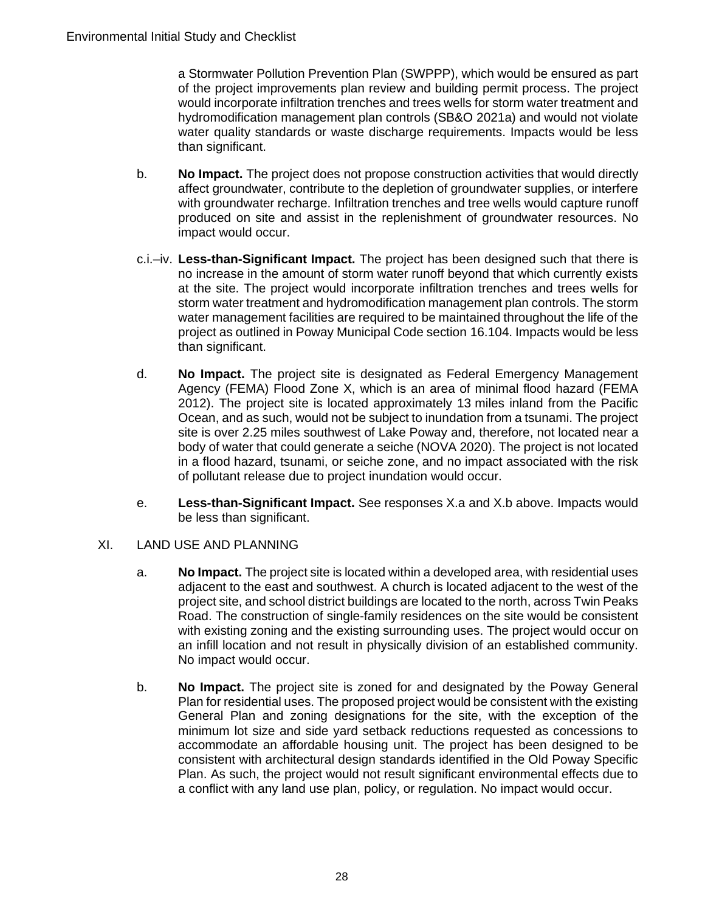a Stormwater Pollution Prevention Plan (SWPPP), which would be ensured as part of the project improvements plan review and building permit process. The project would incorporate infiltration trenches and trees wells for storm water treatment and hydromodification management plan controls (SB&O 2021a) and would not violate water quality standards or waste discharge requirements. Impacts would be less than significant.

b. **No Impact.** The project does not propose construction activities that would directly affect groundwater, contribute to the depletion of groundwater supplies, or interfere with groundwater recharge. Infiltration trenches and tree wells would capture runoff produced on site and assist in the replenishment of groundwater resources. No impact would occur.

c.i.–iv. **Less-than-Significant Impact.** The project has been designed such that there is no increase in the amount of storm water runoff beyond that which currently exists at the site. The project would incorporate infiltration trenches and trees wells for storm water treatment and hydromodification management plan controls. The storm water management facilities are required to be maintained throughout the life of the project as outlined in Poway Municipal Code section 16.104. Impacts would be less than significant.

d. **No Impact.** The project site is designated as Federal Emergency Management Agency (FEMA) Flood Zone X, which is an area of minimal flood hazard (FEMA 2012). The project site is located approximately 13 miles inland from the Pacific Ocean, and as such, would not be subject to inundation from a tsunami. The project site is over 2.25 miles southwest of Lake Poway and, therefore, not located near a body of water that could generate a seiche (NOVA 2020). The project is not located in a flood hazard, tsunami, or seiche zone, and no impact associated with the risk of pollutant release due to project inundation would occur.

e. **Less-than-Significant Impact.** See responses X.a and X.b above. Impacts would be less than significant.

## XI. LAND USE AND PLANNING

a. **No Impact.** The project site is located within a developed area, with residential uses adjacent to the east and southwest. A church is located adjacent to the west of the project site, and school district buildings are located to the north, across Twin Peaks Road. The construction of single-family residences on the site would be consistent with existing zoning and the existing surrounding uses. The project would occur on an infill location and not result in physically division of an established community. No impact would occur.

b. **No Impact.** The project site is zoned for and designated by the Poway General Plan for residential uses. The proposed project would be consistent with the existing General Plan and zoning designations for the site, with the exception of the minimum lot size and side yard setback reductions requested as concessions to accommodate an affordable housing unit. The project has been designed to be consistent with architectural design standards identified in the Old Poway Specific Plan. As such, the project would not result significant environmental effects due to a conflict with any land use plan, policy, or regulation. No impact would occur.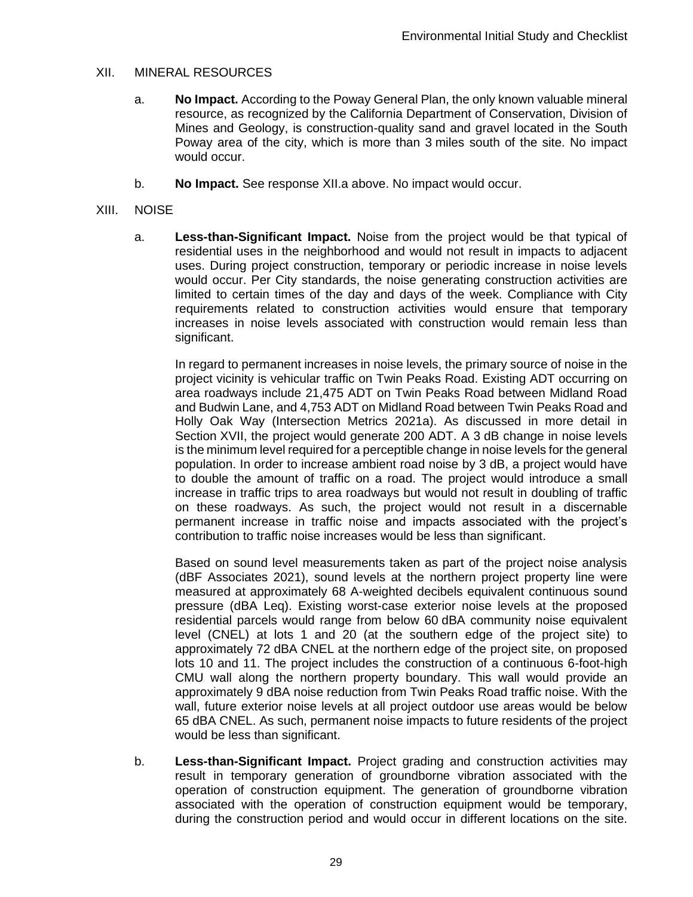## XII. MINERAL RESOURCES

a. **No Impact.** According to the Poway General Plan, the only known valuable mineral resource, as recognized by the California Department of Conservation, Division of Mines and Geology, is construction-quality sand and gravel located in the South Poway area of the city, which is more than 3 miles south of the site. No impact would occur.

b. **No Impact.** See response XII.a above. No impact would occur.

## XIII. NOISE

a. **Less-than-Significant Impact.** Noise from the project would be that typical of residential uses in the neighborhood and would not result in impacts to adjacent uses. During project construction, temporary or periodic increase in noise levels would occur. Per City standards, the noise generating construction activities are limited to certain times of the day and days of the week. Compliance with City requirements related to construction activities would ensure that temporary increases in noise levels associated with construction would remain less than significant.

In regard to permanent increases in noise levels, the primary source of noise in the project vicinity is vehicular traffic on Twin Peaks Road. Existing ADT occurring on area roadways include 21,475 ADT on Twin Peaks Road between Midland Road and Budwin Lane, and 4,753 ADT on Midland Road between Twin Peaks Road and Holly Oak Way (Intersection Metrics 2021a). As discussed in more detail in Section XVII, the project would generate 200 ADT. A 3 dB change in noise levels is the minimum level required for a perceptible change in noise levels for the general population. In order to increase ambient road noise by 3 dB, a project would have to double the amount of traffic on a road. The project would introduce a small increase in traffic trips to area roadways but would not result in doubling of traffic on these roadways. As such, the project would not result in a discernable permanent increase in traffic noise and impacts associated with the project's contribution to traffic noise increases would be less than significant.

Based on sound level measurements taken as part of the project noise analysis (dBF Associates 2021), sound levels at the northern project property line were measured at approximately 68 A-weighted decibels equivalent continuous sound pressure (dBA Leq). Existing worst-case exterior noise levels at the proposed residential parcels would range from below 60 dBA community noise equivalent level (CNEL) at lots 1 and 20 (at the southern edge of the project site) to approximately 72 dBA CNEL at the northern edge of the project site, on proposed lots 10 and 11. The project includes the construction of a continuous 6-foot-high CMU wall along the northern property boundary. This wall would provide an approximately 9 dBA noise reduction from Twin Peaks Road traffic noise. With the wall, future exterior noise levels at all project outdoor use areas would be below 65 dBA CNEL. As such, permanent noise impacts to future residents of the project would be less than significant.

b. **Less-than-Significant Impact.** Project grading and construction activities may result in temporary generation of groundborne vibration associated with the operation of construction equipment. The generation of groundborne vibration associated with the operation of construction equipment would be temporary, during the construction period and would occur in different locations on the site.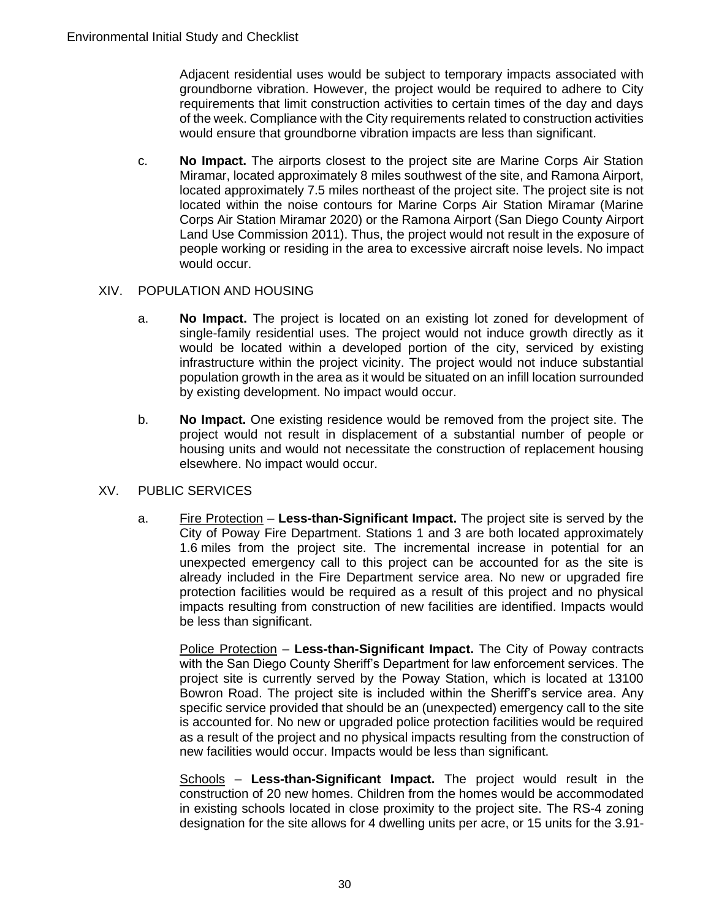Adjacent residential uses would be subject to temporary impacts associated with groundborne vibration. However, the project would be required to adhere to City requirements that limit construction activities to certain times of the day and days of the week. Compliance with the City requirements related to construction activities would ensure that groundborne vibration impacts are less than significant.

c. **No Impact.** The airports closest to the project site are Marine Corps Air Station Miramar, located approximately 8 miles southwest of the site, and Ramona Airport, located approximately 7.5 miles northeast of the project site. The project site is not located within the noise contours for Marine Corps Air Station Miramar (Marine Corps Air Station Miramar 2020) or the Ramona Airport (San Diego County Airport Land Use Commission 2011). Thus, the project would not result in the exposure of people working or residing in the area to excessive aircraft noise levels. No impact would occur.

## XIV. POPULATION AND HOUSING

a. **No Impact.** The project is located on an existing lot zoned for development of single-family residential uses. The project would not induce growth directly as it would be located within a developed portion of the city, serviced by existing infrastructure within the project vicinity. The project would not induce substantial population growth in the area as it would be situated on an infill location surrounded by existing development. No impact would occur.

b. **No Impact.** One existing residence would be removed from the project site. The project would not result in displacement of a substantial number of people or housing units and would not necessitate the construction of replacement housing elsewhere. No impact would occur.

## XV. PUBLIC SERVICES

a. Fire Protection – **Less-than-Significant Impact.** The project site is served by the City of Poway Fire Department. Stations 1 and 3 are both located approximately 1.6 miles from the project site. The incremental increase in potential for an unexpected emergency call to this project can be accounted for as the site is already included in the Fire Department service area. No new or upgraded fire protection facilities would be required as a result of this project and no physical impacts resulting from construction of new facilities are identified. Impacts would be less than significant.

Police Protection – **Less-than-Significant Impact.** The City of Poway contracts with the San Diego County Sheriff's Department for law enforcement services. The project site is currently served by the Poway Station, which is located at 13100 Bowron Road. The project site is included within the Sheriff's service area. Any specific service provided that should be an (unexpected) emergency call to the site is accounted for. No new or upgraded police protection facilities would be required as a result of the project and no physical impacts resulting from the construction of new facilities would occur. Impacts would be less than significant.

Schools – **Less-than-Significant Impact.** The project would result in the construction of 20 new homes. Children from the homes would be accommodated in existing schools located in close proximity to the project site. The RS-4 zoning designation for the site allows for 4 dwelling units per acre, or 15 units for the 3.91-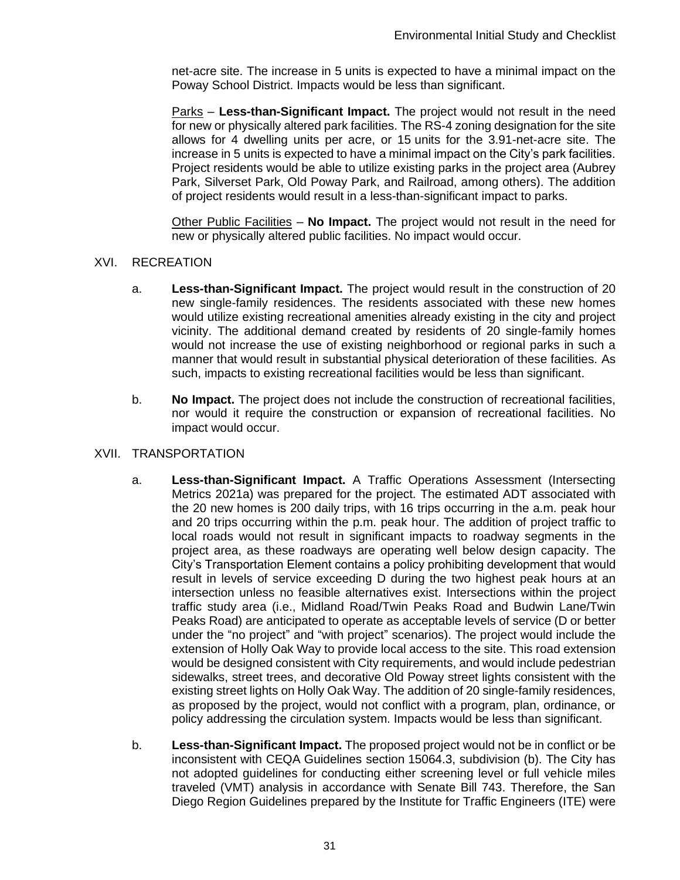net-acre site. The increase in 5 units is expected to have a minimal impact on the Poway School District. Impacts would be less than significant.

Parks – **Less-than-Significant Impact.** The project would not result in the need for new or physically altered park facilities. The RS-4 zoning designation for the site allows for 4 dwelling units per acre, or 15 units for the 3.91-net-acre site. The increase in 5 units is expected to have a minimal impact on the City's park facilities. Project residents would be able to utilize existing parks in the project area (Aubrey Park, Silverset Park, Old Poway Park, and Railroad, among others). The addition of project residents would result in a less-than-significant impact to parks.

Other Public Facilities – **No Impact.** The project would not result in the need for new or physically altered public facilities. No impact would occur.

## XVI. RECREATION

a. **Less-than-Significant Impact.** The project would result in the construction of 20 new single-family residences. The residents associated with these new homes would utilize existing recreational amenities already existing in the city and project vicinity. The additional demand created by residents of 20 single-family homes would not increase the use of existing neighborhood or regional parks in such a manner that would result in substantial physical deterioration of these facilities. As such, impacts to existing recreational facilities would be less than significant.

b. **No Impact.** The project does not include the construction of recreational facilities, nor would it require the construction or expansion of recreational facilities. No impact would occur.

## XVII. TRANSPORTATION

a. **Less-than-Significant Impact.** A Traffic Operations Assessment (Intersecting Metrics 2021a) was prepared for the project. The estimated ADT associated with the 20 new homes is 200 daily trips, with 16 trips occurring in the a.m. peak hour and 20 trips occurring within the p.m. peak hour. The addition of project traffic to local roads would not result in significant impacts to roadway segments in the project area, as these roadways are operating well below design capacity. The City's Transportation Element contains a policy prohibiting development that would result in levels of service exceeding D during the two highest peak hours at an intersection unless no feasible alternatives exist. Intersections within the project traffic study area (i.e., Midland Road/Twin Peaks Road and Budwin Lane/Twin Peaks Road) are anticipated to operate as acceptable levels of service (D or better under the "no project" and "with project" scenarios). The project would include the extension of Holly Oak Way to provide local access to the site. This road extension would be designed consistent with City requirements, and would include pedestrian sidewalks, street trees, and decorative Old Poway street lights consistent with the existing street lights on Holly Oak Way. The addition of 20 single-family residences, as proposed by the project, would not conflict with a program, plan, ordinance, or policy addressing the circulation system. Impacts would be less than significant.

b. **Less-than-Significant Impact.** The proposed project would not be in conflict or be inconsistent with CEQA Guidelines section 15064.3, subdivision (b). The City has not adopted guidelines for conducting either screening level or full vehicle miles traveled (VMT) analysis in accordance with Senate Bill 743. Therefore, the San Diego Region Guidelines prepared by the Institute for Traffic Engineers (ITE) were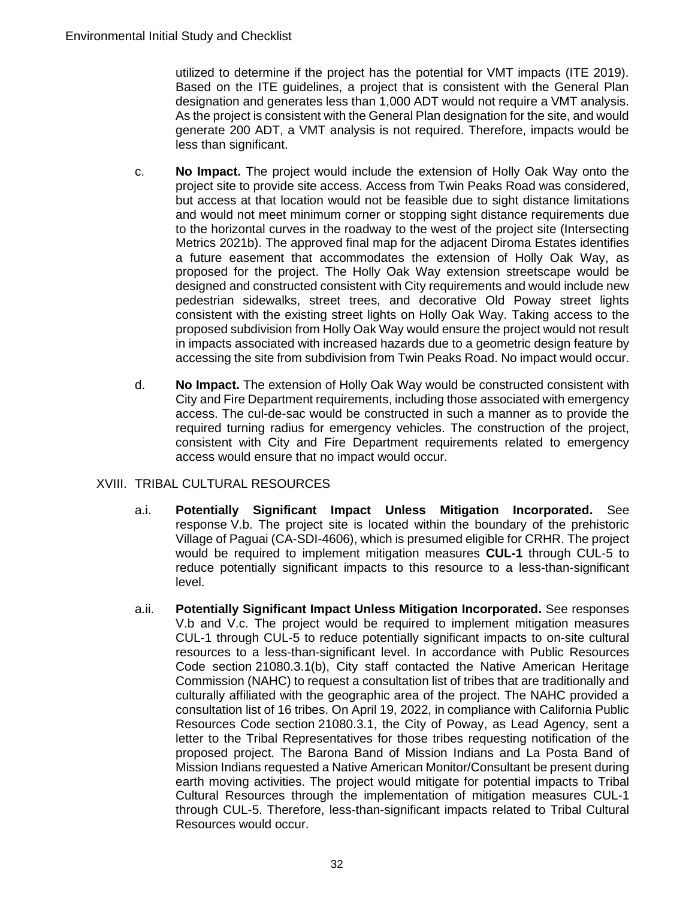utilized to determine if the project has the potential for VMT impacts (ITE 2019). Based on the ITE guidelines, a project that is consistent with the General Plan designation and generates less than 1,000 ADT would not require a VMT analysis. As the project is consistent with the General Plan designation for the site, and would generate 200 ADT, a VMT analysis is not required. Therefore, impacts would be less than significant.

c. **No Impact.** The project would include the extension of Holly Oak Way onto the project site to provide site access. Access from Twin Peaks Road was considered, but access at that location would not be feasible due to sight distance limitations and would not meet minimum corner or stopping sight distance requirements due to the horizontal curves in the roadway to the west of the project site (Intersecting Metrics 2021b). The approved final map for the adjacent Diroma Estates identifies a future easement that accommodates the extension of Holly Oak Way, as proposed for the project. The Holly Oak Way extension streetscape would be designed and constructed consistent with City requirements and would include new pedestrian sidewalks, street trees, and decorative Old Poway street lights consistent with the existing street lights on Holly Oak Way. Taking access to the proposed subdivision from Holly Oak Way would ensure the project would not result in impacts associated with increased hazards due to a geometric design feature by accessing the site from subdivision from Twin Peaks Road. No impact would occur.

d. **No Impact.** The extension of Holly Oak Way would be constructed consistent with City and Fire Department requirements, including those associated with emergency access. The cul-de-sac would be constructed in such a manner as to provide the required turning radius for emergency vehicles. The construction of the project, consistent with City and Fire Department requirements related to emergency access would ensure that no impact would occur.

## XVIII. TRIBAL CULTURAL RESOURCES

a.i. **Potentially Significant Impact Unless Mitigation Incorporated.** See response V.b. The project site is located within the boundary of the prehistoric Village of Paguai (CA-SDI-4606), which is presumed eligible for CRHR. The project would be required to implement mitigation measures **CUL-1** through CUL-5 to reduce potentially significant impacts to this resource to a less-than-significant level.

a.ii. **Potentially Significant Impact Unless Mitigation Incorporated.** See responses V.b and V.c. The project would be required to implement mitigation measures CUL-1 through CUL-5 to reduce potentially significant impacts to on-site cultural resources to a less-than-significant level. In accordance with Public Resources Code section 21080.3.1(b), City staff contacted the Native American Heritage Commission (NAHC) to request a consultation list of tribes that are traditionally and culturally affiliated with the geographic area of the project. The NAHC provided a consultation list of 16 tribes. On April 19, 2022, in compliance with California Public Resources Code section 21080.3.1, the City of Poway, as Lead Agency, sent a letter to the Tribal Representatives for those tribes requesting notification of the proposed project. The Barona Band of Mission Indians and La Posta Band of Mission Indians requested a Native American Monitor/Consultant be present during earth moving activities. The project would mitigate for potential impacts to Tribal Cultural Resources through the implementation of mitigation measures CUL-1 through CUL-5. Therefore, less-than-significant impacts related to Tribal Cultural Resources would occur.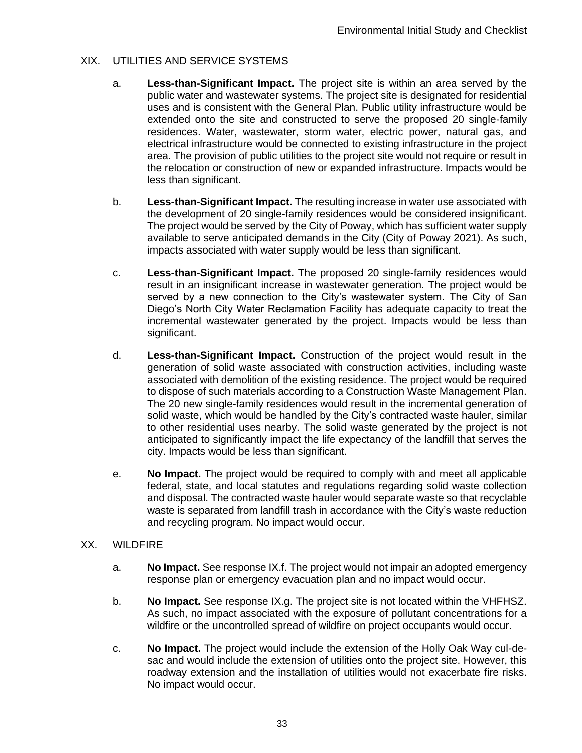## XIX. UTILITIES AND SERVICE SYSTEMS

a. **Less-than-Significant Impact.** The project site is within an area served by the public water and wastewater systems. The project site is designated for residential uses and is consistent with the General Plan. Public utility infrastructure would be extended onto the site and constructed to serve the proposed 20 single-family residences. Water, wastewater, storm water, electric power, natural gas, and electrical infrastructure would be connected to existing infrastructure in the project area. The provision of public utilities to the project site would not require or result in the relocation or construction of new or expanded infrastructure. Impacts would be less than significant.

b. **Less-than-Significant Impact.** The resulting increase in water use associated with the development of 20 single-family residences would be considered insignificant. The project would be served by the City of Poway, which has sufficient water supply available to serve anticipated demands in the City (City of Poway 2021). As such, impacts associated with water supply would be less than significant.

c. **Less-than-Significant Impact.** The proposed 20 single-family residences would result in an insignificant increase in wastewater generation. The project would be served by a new connection to the City's wastewater system. The City of San Diego's North City Water Reclamation Facility has adequate capacity to treat the incremental wastewater generated by the project. Impacts would be less than significant.

d. **Less-than-Significant Impact.** Construction of the project would result in the generation of solid waste associated with construction activities, including waste associated with demolition of the existing residence. The project would be required to dispose of such materials according to a Construction Waste Management Plan. The 20 new single-family residences would result in the incremental generation of solid waste, which would be handled by the City's contracted waste hauler, similar to other residential uses nearby. The solid waste generated by the project is not anticipated to significantly impact the life expectancy of the landfill that serves the city. Impacts would be less than significant.

e. **No Impact.** The project would be required to comply with and meet all applicable federal, state, and local statutes and regulations regarding solid waste collection and disposal. The contracted waste hauler would separate waste so that recyclable waste is separated from landfill trash in accordance with the City's waste reduction and recycling program. No impact would occur.

## XX. WILDFIRE

a. **No Impact.** See response IX.f. The project would not impair an adopted emergency response plan or emergency evacuation plan and no impact would occur.

b. **No Impact.** See response IX.g. The project site is not located within the VHFHSZ. As such, no impact associated with the exposure of pollutant concentrations for a wildfire or the uncontrolled spread of wildfire on project occupants would occur.

c. **No Impact.** The project would include the extension of the Holly Oak Way cul-de-sac and would include the extension of utilities onto the project site. However, this roadway extension and the installation of utilities would not exacerbate fire risks. No impact would occur.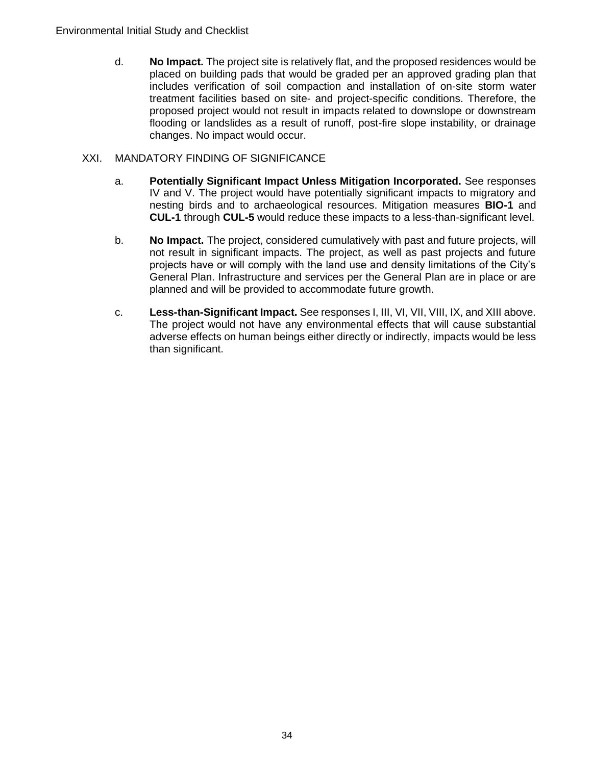d. **No Impact.** The project site is relatively flat, and the proposed residences would be placed on building pads that would be graded per an approved grading plan that includes verification of soil compaction and installation of on-site storm water treatment facilities based on site- and project-specific conditions. Therefore, the proposed project would not result in impacts related to downslope or downstream flooding or landslides as a result of runoff, post-fire slope instability, or drainage changes. No impact would occur.

XXI. MANDATORY FINDING OF SIGNIFICANCE

a. **Potentially Significant Impact Unless Mitigation Incorporated.** See responses IV and V. The project would have potentially significant impacts to migratory and nesting birds and to archaeological resources. Mitigation measures **BIO-1** and **CUL-1** through **CUL-5** would reduce these impacts to a less-than-significant level.

b. **No Impact.** The project, considered cumulatively with past and future projects, will not result in significant impacts. The project, as well as past projects and future projects have or will comply with the land use and density limitations of the City's General Plan. Infrastructure and services per the General Plan are in place or are planned and will be provided to accommodate future growth.

c. **Less-than-Significant Impact.** See responses I, III, VI, VII, VIII, IX, and XIII above. The project would not have any environmental effects that will cause substantial adverse effects on human beings either directly or indirectly, impacts would be less than significant.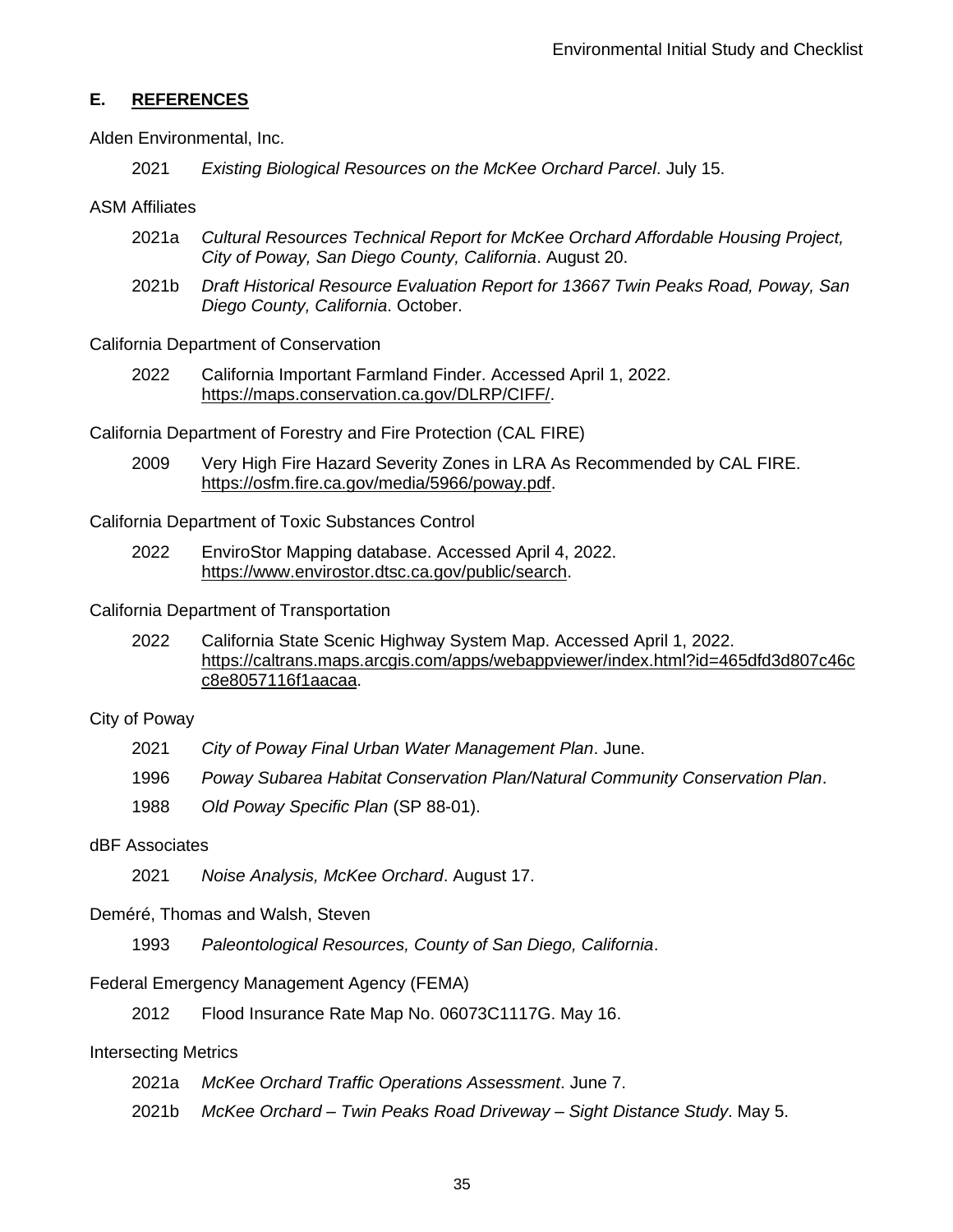## E. REFERENCES

Alden Environmental, Inc.

2021 *Existing Biological Resources on the McKee Orchard Parcel*. July 15.

ASM Affiliates

2021a *Cultural Resources Technical Report for McKee Orchard Affordable Housing Project, City of Poway, San Diego County, California*. August 20.

2021b *Draft Historical Resource Evaluation Report for 13667 Twin Peaks Road, Poway, San Diego County, California*. October.

California Department of Conservation

2022 California Important Farmland Finder. Accessed April 1, 2022. https://maps.conservation.ca.gov/DLRP/CIFF/.

California Department of Forestry and Fire Protection (CAL FIRE)

2009 Very High Fire Hazard Severity Zones in LRA As Recommended by CAL FIRE. https://osfm.fire.ca.gov/media/5966/poway.pdf.

California Department of Toxic Substances Control

2022 EnviroStor Mapping database. Accessed April 4, 2022. https://www.envirostor.dtsc.ca.gov/public/search.

California Department of Transportation

2022 California State Scenic Highway System Map. Accessed April 1, 2022. https://caltrans.maps.arcgis.com/apps/webappviewer/index.html?id=465dfd3d807c46cc8e8057116f1aacaa.

City of Poway

2021 *City of Poway Final Urban Water Management Plan*. June.

1996 *Poway Subarea Habitat Conservation Plan/Natural Community Conservation Plan*.

1988 *Old Poway Specific Plan* (SP 88-01).

dBF Associates

2021 *Noise Analysis, McKee Orchard*. August 17.

Deméré, Thomas and Walsh, Steven

1993 *Paleontological Resources, County of San Diego, California*.

Federal Emergency Management Agency (FEMA)

2012 Flood Insurance Rate Map No. 06073C1117G. May 16.

Intersecting Metrics

2021a *McKee Orchard Traffic Operations Assessment*. June 7.

2021b *McKee Orchard – Twin Peaks Road Driveway – Sight Distance Study*. May 5.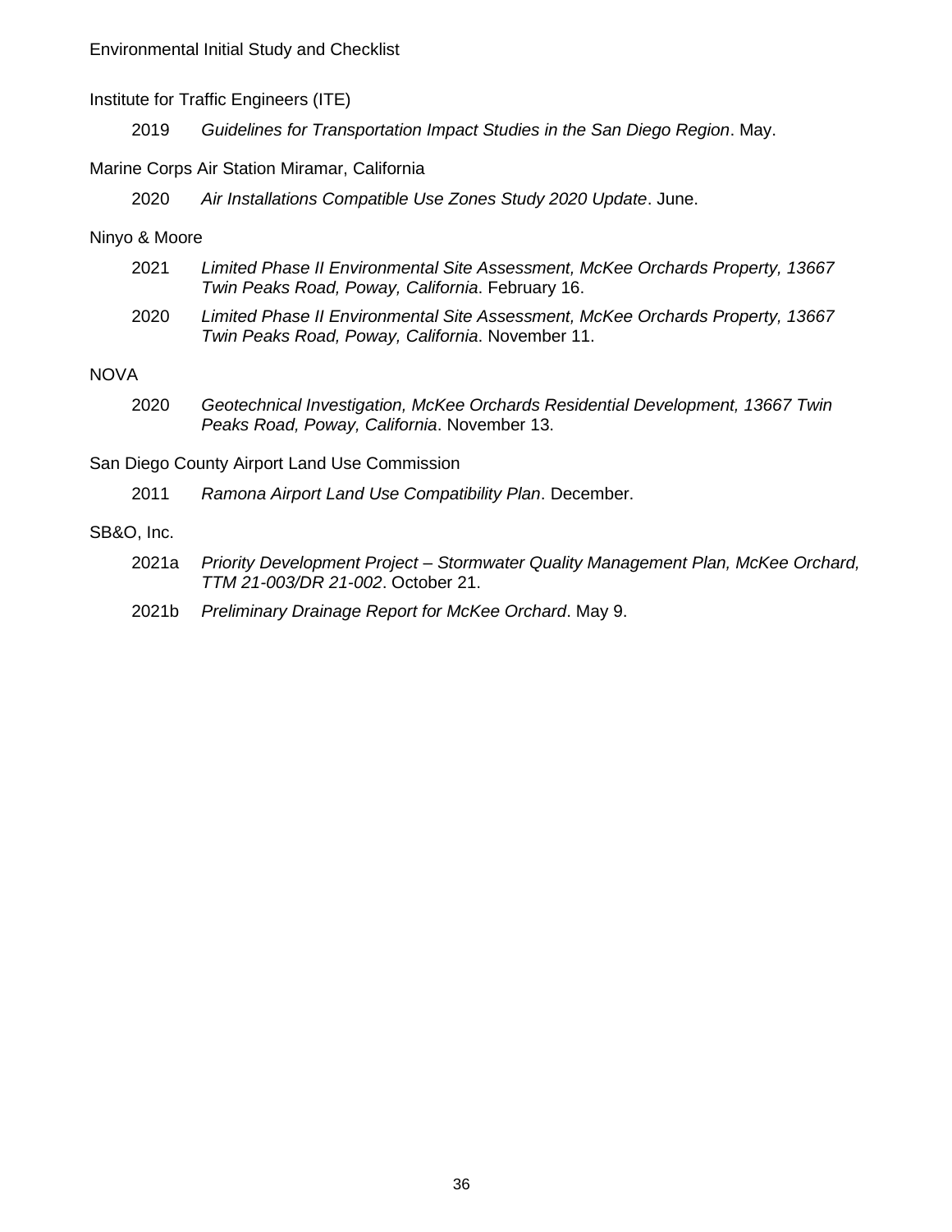Institute for Traffic Engineers (ITE)

2019 *Guidelines for Transportation Impact Studies in the San Diego Region*. May.

Marine Corps Air Station Miramar, California

2020 *Air Installations Compatible Use Zones Study 2020 Update*. June.

Ninyo & Moore

2021 *Limited Phase II Environmental Site Assessment, McKee Orchards Property, 13667 Twin Peaks Road, Poway, California*. February 16.

2020 *Limited Phase II Environmental Site Assessment, McKee Orchards Property, 13667 Twin Peaks Road, Poway, California*. November 11.

NOVA

2020 *Geotechnical Investigation, McKee Orchards Residential Development, 13667 Twin Peaks Road, Poway, California*. November 13.

San Diego County Airport Land Use Commission

2011 *Ramona Airport Land Use Compatibility Plan*. December.

SB&O, Inc.

2021a *Priority Development Project – Stormwater Quality Management Plan, McKee Orchard, TTM 21-003/DR 21-002*. October 21.

2021b *Preliminary Drainage Report for McKee Orchard*. May 9.